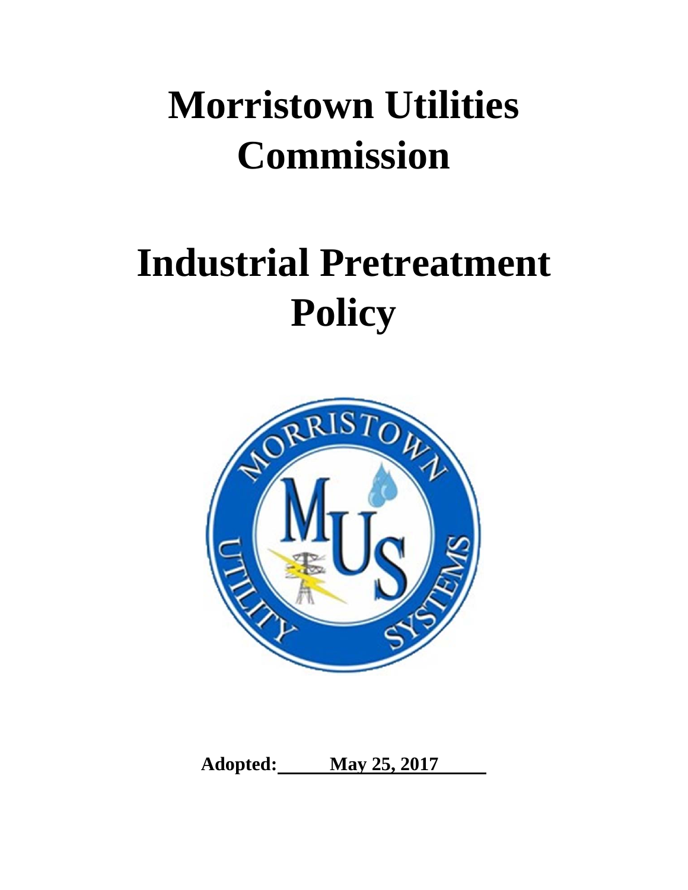# Morristown Utilities Commission

# Industrial Pretreatment Policy

**Adopted: May 25, 2017**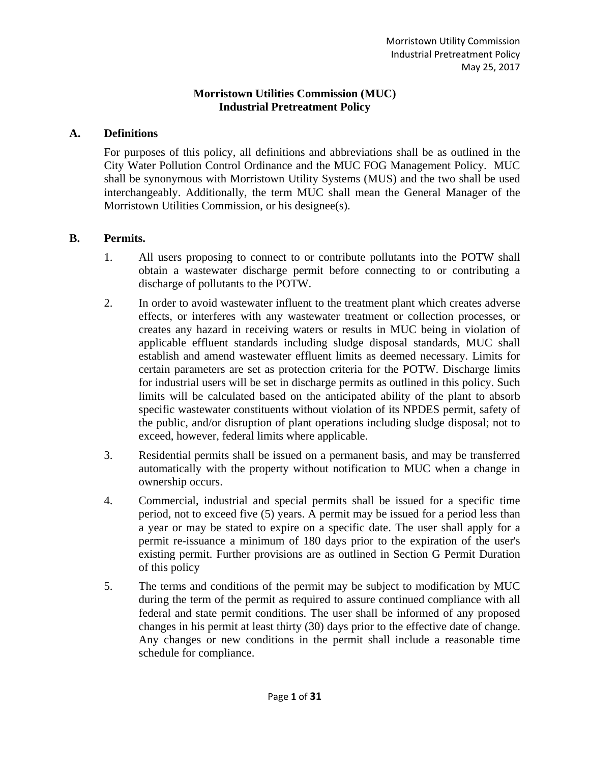**Morristown Utilities Commission (MUC)**
**Industrial Pretreatment Policy**

## A. Definitions

For purposes of this policy, all definitions and abbreviations shall be as outlined in the City Water Pollution Control Ordinance and the MUC FOG Management Policy. MUC shall be synonymous with Morristown Utility Systems (MUS) and the two shall be used interchangeably. Additionally, the term MUC shall mean the General Manager of the Morristown Utilities Commission, or his designee(s).

## B. Permits.

1. All users proposing to connect to or contribute pollutants into the POTW shall obtain a wastewater discharge permit before connecting to or contributing a discharge of pollutants to the POTW.

2. In order to avoid wastewater influent to the treatment plant which creates adverse effects, or interferes with any wastewater treatment or collection processes, or creates any hazard in receiving waters or results in MUC being in violation of applicable effluent standards including sludge disposal standards, MUC shall establish and amend wastewater effluent limits as deemed necessary. Limits for certain parameters are set as protection criteria for the POTW. Discharge limits for industrial users will be set in discharge permits as outlined in this policy. Such limits will be calculated based on the anticipated ability of the plant to absorb specific wastewater constituents without violation of its NPDES permit, safety of the public, and/or disruption of plant operations including sludge disposal; not to exceed, however, federal limits where applicable.

3. Residential permits shall be issued on a permanent basis, and may be transferred automatically with the property without notification to MUC when a change in ownership occurs.

4. Commercial, industrial and special permits shall be issued for a specific time period, not to exceed five (5) years. A permit may be issued for a period less than a year or may be stated to expire on a specific date. The user shall apply for a permit re-issuance a minimum of 180 days prior to the expiration of the user's existing permit. Further provisions are as outlined in Section G Permit Duration of this policy

5. The terms and conditions of the permit may be subject to modification by MUC during the term of the permit as required to assure continued compliance with all federal and state permit conditions. The user shall be informed of any proposed changes in his permit at least thirty (30) days prior to the effective date of change. Any changes or new conditions in the permit shall include a reasonable time schedule for compliance.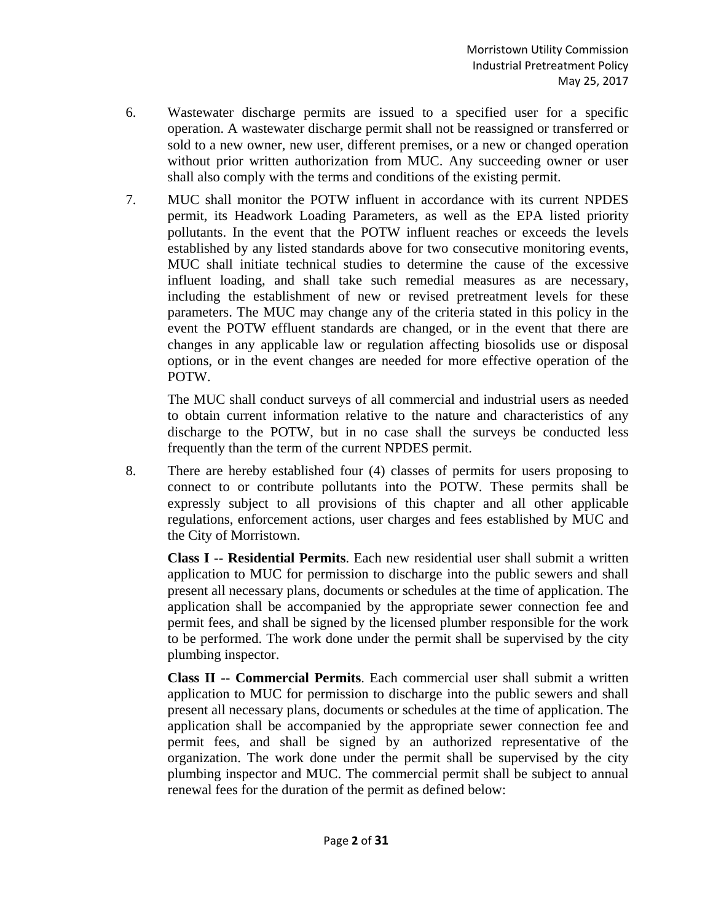6. Wastewater discharge permits are issued to a specified user for a specific operation. A wastewater discharge permit shall not be reassigned or transferred or sold to a new owner, new user, different premises, or a new or changed operation without prior written authorization from MUC. Any succeeding owner or user shall also comply with the terms and conditions of the existing permit.

7. MUC shall monitor the POTW influent in accordance with its current NPDES permit, its Headwork Loading Parameters, as well as the EPA listed priority pollutants. In the event that the POTW influent reaches or exceeds the levels established by any listed standards above for two consecutive monitoring events, MUC shall initiate technical studies to determine the cause of the excessive influent loading, and shall take such remedial measures as are necessary, including the establishment of new or revised pretreatment levels for these parameters. The MUC may change any of the criteria stated in this policy in the event the POTW effluent standards are changed, or in the event that there are changes in any applicable law or regulation affecting biosolids use or disposal options, or in the event changes are needed for more effective operation of the POTW.

   The MUC shall conduct surveys of all commercial and industrial users as needed to obtain current information relative to the nature and characteristics of any discharge to the POTW, but in no case shall the surveys be conducted less frequently than the term of the current NPDES permit.

8. There are hereby established four (4) classes of permits for users proposing to connect to or contribute pollutants into the POTW. These permits shall be expressly subject to all provisions of this chapter and all other applicable regulations, enforcement actions, user charges and fees established by MUC and the City of Morristown.

   **Class I -- Residential Permits**. Each new residential user shall submit a written application to MUC for permission to discharge into the public sewers and shall present all necessary plans, documents or schedules at the time of application. The application shall be accompanied by the appropriate sewer connection fee and permit fees, and shall be signed by the licensed plumber responsible for the work to be performed. The work done under the permit shall be supervised by the city plumbing inspector.

   **Class II -- Commercial Permits**. Each commercial user shall submit a written application to MUC for permission to discharge into the public sewers and shall present all necessary plans, documents or schedules at the time of application. The application shall be accompanied by the appropriate sewer connection fee and permit fees, and shall be signed by an authorized representative of the organization. The work done under the permit shall be supervised by the city plumbing inspector and MUC. The commercial permit shall be subject to annual renewal fees for the duration of the permit as defined below: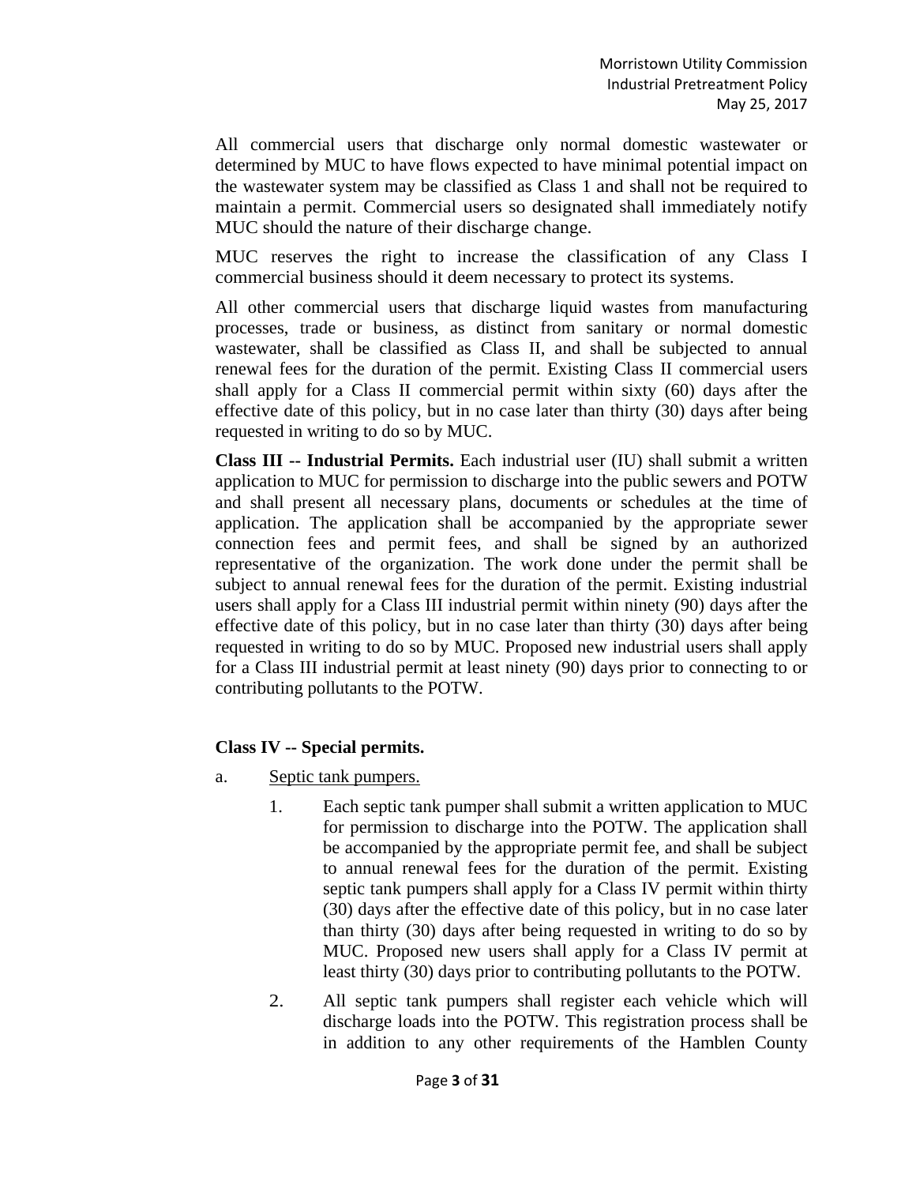All commercial users that discharge only normal domestic wastewater or determined by MUC to have flows expected to have minimal potential impact on the wastewater system may be classified as Class 1 and shall not be required to maintain a permit. Commercial users so designated shall immediately notify MUC should the nature of their discharge change.

MUC reserves the right to increase the classification of any Class I commercial business should it deem necessary to protect its systems.

All other commercial users that discharge liquid wastes from manufacturing processes, trade or business, as distinct from sanitary or normal domestic wastewater, shall be classified as Class II, and shall be subjected to annual renewal fees for the duration of the permit. Existing Class II commercial users shall apply for a Class II commercial permit within sixty (60) days after the effective date of this policy, but in no case later than thirty (30) days after being requested in writing to do so by MUC.

**Class III -- Industrial Permits.** Each industrial user (IU) shall submit a written application to MUC for permission to discharge into the public sewers and POTW and shall present all necessary plans, documents or schedules at the time of application. The application shall be accompanied by the appropriate sewer connection fees and permit fees, and shall be signed by an authorized representative of the organization. The work done under the permit shall be subject to annual renewal fees for the duration of the permit. Existing industrial users shall apply for a Class III industrial permit within ninety (90) days after the effective date of this policy, but in no case later than thirty (30) days after being requested in writing to do so by MUC. Proposed new industrial users shall apply for a Class III industrial permit at least ninety (90) days prior to connecting to or contributing pollutants to the POTW.

**Class IV -- Special permits.**

a. Septic tank pumpers.

1. Each septic tank pumper shall submit a written application to MUC for permission to discharge into the POTW. The application shall be accompanied by the appropriate permit fee, and shall be subject to annual renewal fees for the duration of the permit. Existing septic tank pumpers shall apply for a Class IV permit within thirty (30) days after the effective date of this policy, but in no case later than thirty (30) days after being requested in writing to do so by MUC. Proposed new users shall apply for a Class IV permit at least thirty (30) days prior to contributing pollutants to the POTW.

2. All septic tank pumpers shall register each vehicle which will discharge loads into the POTW. This registration process shall be in addition to any other requirements of the Hamblen County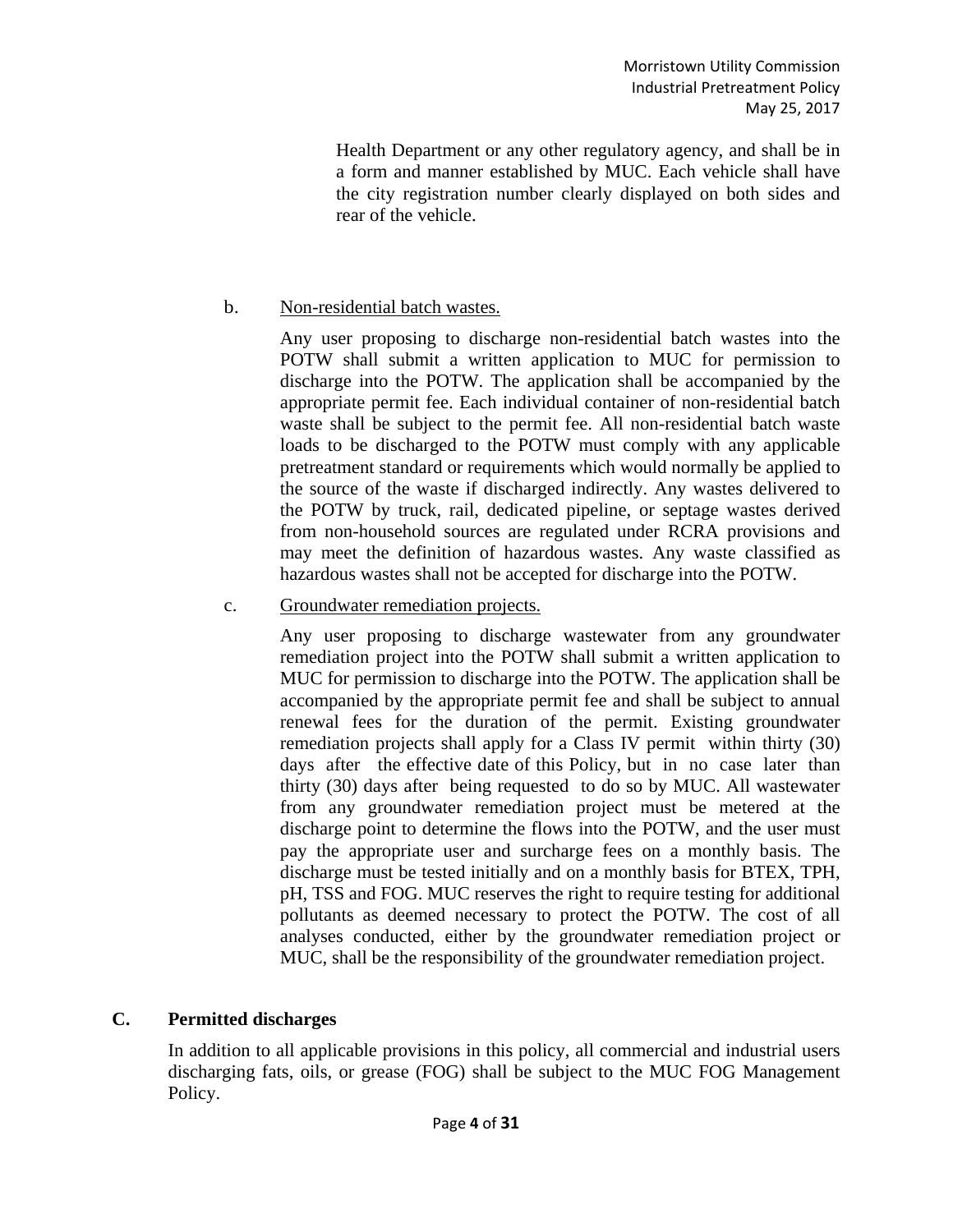Health Department or any other regulatory agency, and shall be in a form and manner established by MUC. Each vehicle shall have the city registration number clearly displayed on both sides and rear of the vehicle.

b. Non-residential batch wastes.

Any user proposing to discharge non-residential batch wastes into the POTW shall submit a written application to MUC for permission to discharge into the POTW. The application shall be accompanied by the appropriate permit fee. Each individual container of non-residential batch waste shall be subject to the permit fee. All non-residential batch waste loads to be discharged to the POTW must comply with any applicable pretreatment standard or requirements which would normally be applied to the source of the waste if discharged indirectly. Any wastes delivered to the POTW by truck, rail, dedicated pipeline, or septage wastes derived from non-household sources are regulated under RCRA provisions and may meet the definition of hazardous wastes. Any waste classified as hazardous wastes shall not be accepted for discharge into the POTW.

c. Groundwater remediation projects.

Any user proposing to discharge wastewater from any groundwater remediation project into the POTW shall submit a written application to MUC for permission to discharge into the POTW. The application shall be accompanied by the appropriate permit fee and shall be subject to annual renewal fees for the duration of the permit. Existing groundwater remediation projects shall apply for a Class IV permit within thirty (30) days after the effective date of this Policy, but in no case later than thirty (30) days after being requested to do so by MUC. All wastewater from any groundwater remediation project must be metered at the discharge point to determine the flows into the POTW, and the user must pay the appropriate user and surcharge fees on a monthly basis. The discharge must be tested initially and on a monthly basis for BTEX, TPH, pH, TSS and FOG. MUC reserves the right to require testing for additional pollutants as deemed necessary to protect the POTW. The cost of all analyses conducted, either by the groundwater remediation project or MUC, shall be the responsibility of the groundwater remediation project.

## C. Permitted discharges

In addition to all applicable provisions in this policy, all commercial and industrial users discharging fats, oils, or grease (FOG) shall be subject to the MUC FOG Management Policy.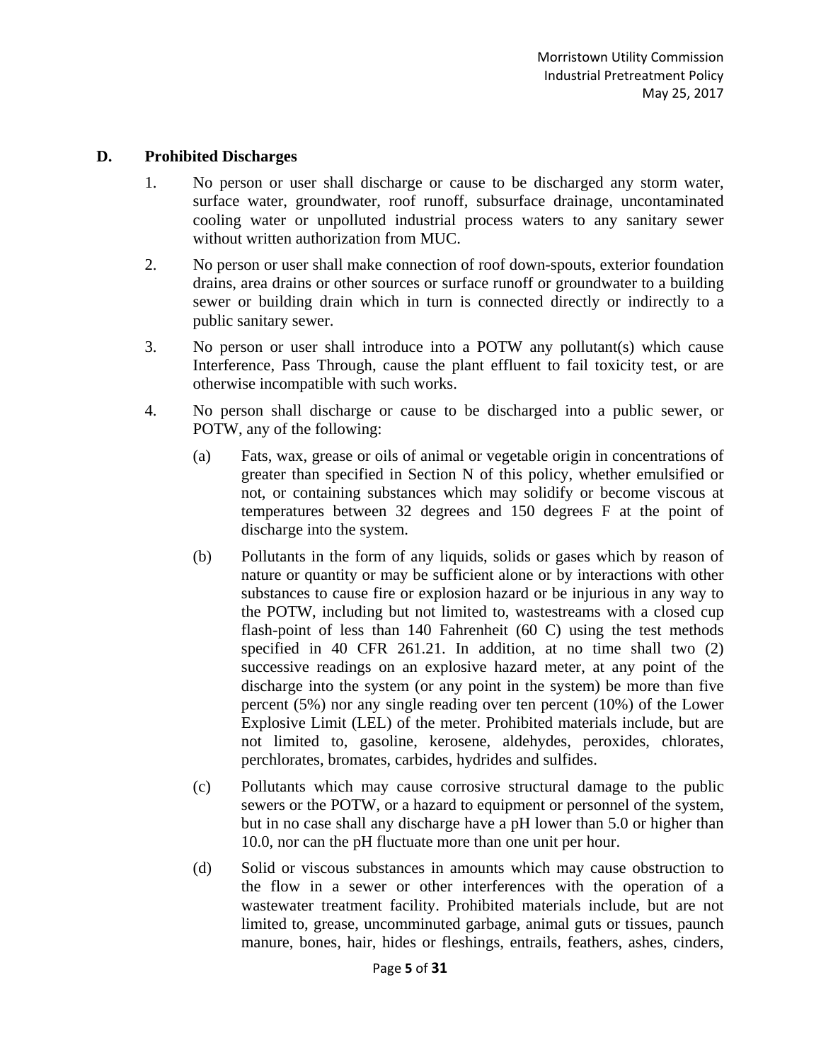## D. Prohibited Discharges

1. No person or user shall discharge or cause to be discharged any storm water, surface water, groundwater, roof runoff, subsurface drainage, uncontaminated cooling water or unpolluted industrial process waters to any sanitary sewer without written authorization from MUC.

2. No person or user shall make connection of roof down-spouts, exterior foundation drains, area drains or other sources or surface runoff or groundwater to a building sewer or building drain which in turn is connected directly or indirectly to a public sanitary sewer.

3. No person or user shall introduce into a POTW any pollutant(s) which cause Interference, Pass Through, cause the plant effluent to fail toxicity test, or are otherwise incompatible with such works.

4. No person shall discharge or cause to be discharged into a public sewer, or POTW, any of the following:

   (a) Fats, wax, grease or oils of animal or vegetable origin in concentrations of greater than specified in Section N of this policy, whether emulsified or not, or containing substances which may solidify or become viscous at temperatures between 32 degrees and 150 degrees F at the point of discharge into the system.

   (b) Pollutants in the form of any liquids, solids or gases which by reason of nature or quantity or may be sufficient alone or by interactions with other substances to cause fire or explosion hazard or be injurious in any way to the POTW, including but not limited to, wastestreams with a closed cup flash-point of less than 140 Fahrenheit (60 C) using the test methods specified in 40 CFR 261.21. In addition, at no time shall two (2) successive readings on an explosive hazard meter, at any point of the discharge into the system (or any point in the system) be more than five percent (5%) nor any single reading over ten percent (10%) of the Lower Explosive Limit (LEL) of the meter. Prohibited materials include, but are not limited to, gasoline, kerosene, aldehydes, peroxides, chlorates, perchlorates, bromates, carbides, hydrides and sulfides.

   (c) Pollutants which may cause corrosive structural damage to the public sewers or the POTW, or a hazard to equipment or personnel of the system, but in no case shall any discharge have a pH lower than 5.0 or higher than 10.0, nor can the pH fluctuate more than one unit per hour.

   (d) Solid or viscous substances in amounts which may cause obstruction to the flow in a sewer or other interferences with the operation of a wastewater treatment facility. Prohibited materials include, but are not limited to, grease, uncomminuted garbage, animal guts or tissues, paunch manure, bones, hair, hides or fleshings, entrails, feathers, ashes, cinders,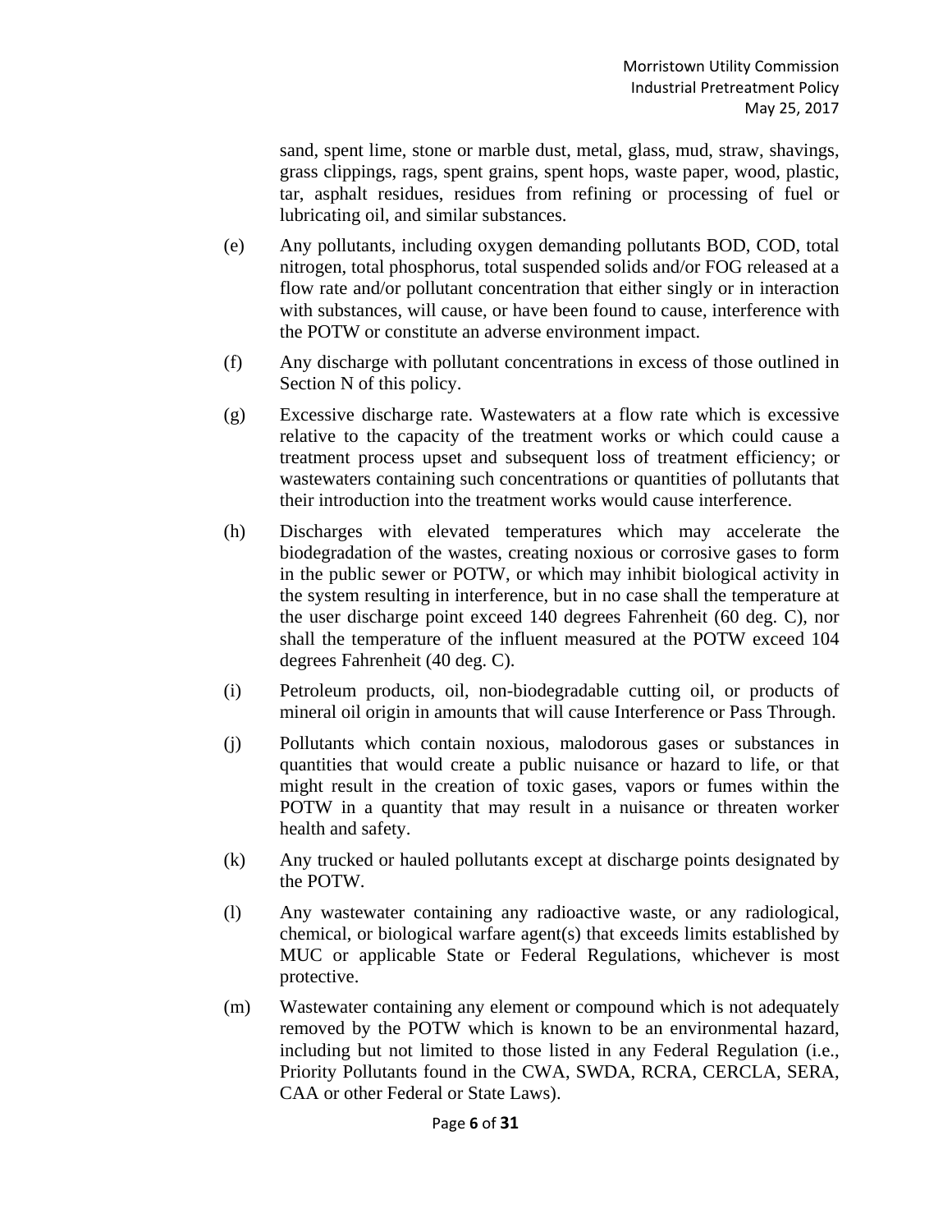sand, spent lime, stone or marble dust, metal, glass, mud, straw, shavings, grass clippings, rags, spent grains, spent hops, waste paper, wood, plastic, tar, asphalt residues, residues from refining or processing of fuel or lubricating oil, and similar substances.

(e) Any pollutants, including oxygen demanding pollutants BOD, COD, total nitrogen, total phosphorus, total suspended solids and/or FOG released at a flow rate and/or pollutant concentration that either singly or in interaction with substances, will cause, or have been found to cause, interference with the POTW or constitute an adverse environment impact.

(f) Any discharge with pollutant concentrations in excess of those outlined in Section N of this policy.

(g) Excessive discharge rate. Wastewaters at a flow rate which is excessive relative to the capacity of the treatment works or which could cause a treatment process upset and subsequent loss of treatment efficiency; or wastewaters containing such concentrations or quantities of pollutants that their introduction into the treatment works would cause interference.

(h) Discharges with elevated temperatures which may accelerate the biodegradation of the wastes, creating noxious or corrosive gases to form in the public sewer or POTW, or which may inhibit biological activity in the system resulting in interference, but in no case shall the temperature at the user discharge point exceed 140 degrees Fahrenheit (60 deg. C), nor shall the temperature of the influent measured at the POTW exceed 104 degrees Fahrenheit (40 deg. C).

(i) Petroleum products, oil, non-biodegradable cutting oil, or products of mineral oil origin in amounts that will cause Interference or Pass Through.

(j) Pollutants which contain noxious, malodorous gases or substances in quantities that would create a public nuisance or hazard to life, or that might result in the creation of toxic gases, vapors or fumes within the POTW in a quantity that may result in a nuisance or threaten worker health and safety.

(k) Any trucked or hauled pollutants except at discharge points designated by the POTW.

(l) Any wastewater containing any radioactive waste, or any radiological, chemical, or biological warfare agent(s) that exceeds limits established by MUC or applicable State or Federal Regulations, whichever is most protective.

(m) Wastewater containing any element or compound which is not adequately removed by the POTW which is known to be an environmental hazard, including but not limited to those listed in any Federal Regulation (i.e., Priority Pollutants found in the CWA, SWDA, RCRA, CERCLA, SERA, CAA or other Federal or State Laws).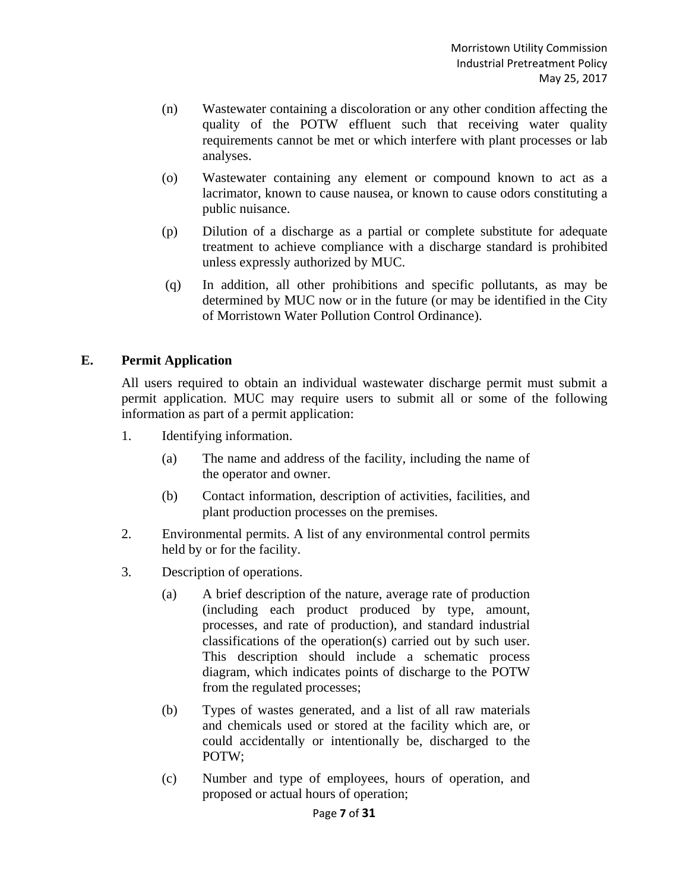(n) Wastewater containing a discoloration or any other condition affecting the quality of the POTW effluent such that receiving water quality requirements cannot be met or which interfere with plant processes or lab analyses.

(o) Wastewater containing any element or compound known to act as a lacrimator, known to cause nausea, or known to cause odors constituting a public nuisance.

(p) Dilution of a discharge as a partial or complete substitute for adequate treatment to achieve compliance with a discharge standard is prohibited unless expressly authorized by MUC.

(q) In addition, all other prohibitions and specific pollutants, as may be determined by MUC now or in the future (or may be identified in the City of Morristown Water Pollution Control Ordinance).

## E. Permit Application

All users required to obtain an individual wastewater discharge permit must submit a permit application. MUC may require users to submit all or some of the following information as part of a permit application:

1. Identifying information.

   (a) The name and address of the facility, including the name of the operator and owner.

   (b) Contact information, description of activities, facilities, and plant production processes on the premises.

2. Environmental permits. A list of any environmental control permits held by or for the facility.

3. Description of operations.

   (a) A brief description of the nature, average rate of production (including each product produced by type, amount, processes, and rate of production), and standard industrial classifications of the operation(s) carried out by such user. This description should include a schematic process diagram, which indicates points of discharge to the POTW from the regulated processes;

   (b) Types of wastes generated, and a list of all raw materials and chemicals used or stored at the facility which are, or could accidentally or intentionally be, discharged to the POTW;

   (c) Number and type of employees, hours of operation, and proposed or actual hours of operation;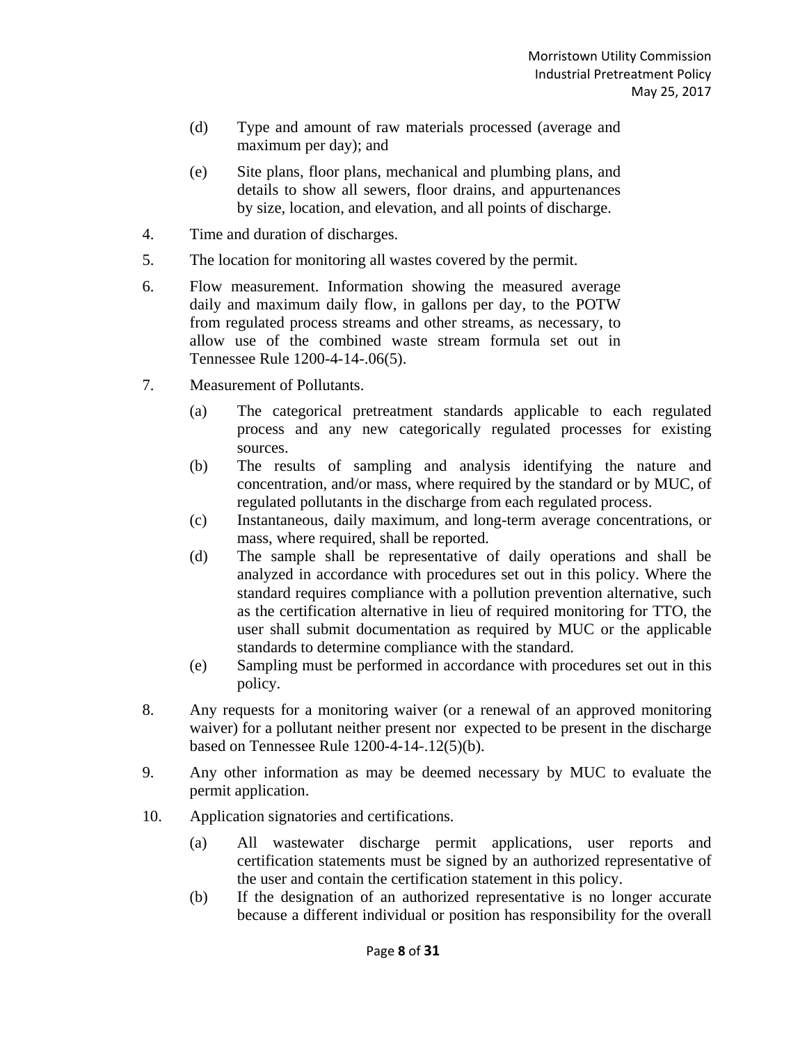(d) Type and amount of raw materials processed (average and maximum per day); and

(e) Site plans, floor plans, mechanical and plumbing plans, and details to show all sewers, floor drains, and appurtenances by size, location, and elevation, and all points of discharge.

4. Time and duration of discharges.

5. The location for monitoring all wastes covered by the permit.

6. Flow measurement. Information showing the measured average daily and maximum daily flow, in gallons per day, to the POTW from regulated process streams and other streams, as necessary, to allow use of the combined waste stream formula set out in Tennessee Rule 1200-4-14-.06(5).

7. Measurement of Pollutants.

   (a) The categorical pretreatment standards applicable to each regulated process and any new categorically regulated processes for existing sources.

   (b) The results of sampling and analysis identifying the nature and concentration, and/or mass, where required by the standard or by MUC, of regulated pollutants in the discharge from each regulated process.

   (c) Instantaneous, daily maximum, and long-term average concentrations, or mass, where required, shall be reported.

   (d) The sample shall be representative of daily operations and shall be analyzed in accordance with procedures set out in this policy. Where the standard requires compliance with a pollution prevention alternative, such as the certification alternative in lieu of required monitoring for TTO, the user shall submit documentation as required by MUC or the applicable standards to determine compliance with the standard.

   (e) Sampling must be performed in accordance with procedures set out in this policy.

8. Any requests for a monitoring waiver (or a renewal of an approved monitoring waiver) for a pollutant neither present nor expected to be present in the discharge based on Tennessee Rule 1200-4-14-.12(5)(b).

9. Any other information as may be deemed necessary by MUC to evaluate the permit application.

10. Application signatories and certifications.

    (a) All wastewater discharge permit applications, user reports and certification statements must be signed by an authorized representative of the user and contain the certification statement in this policy.

    (b) If the designation of an authorized representative is no longer accurate because a different individual or position has responsibility for the overall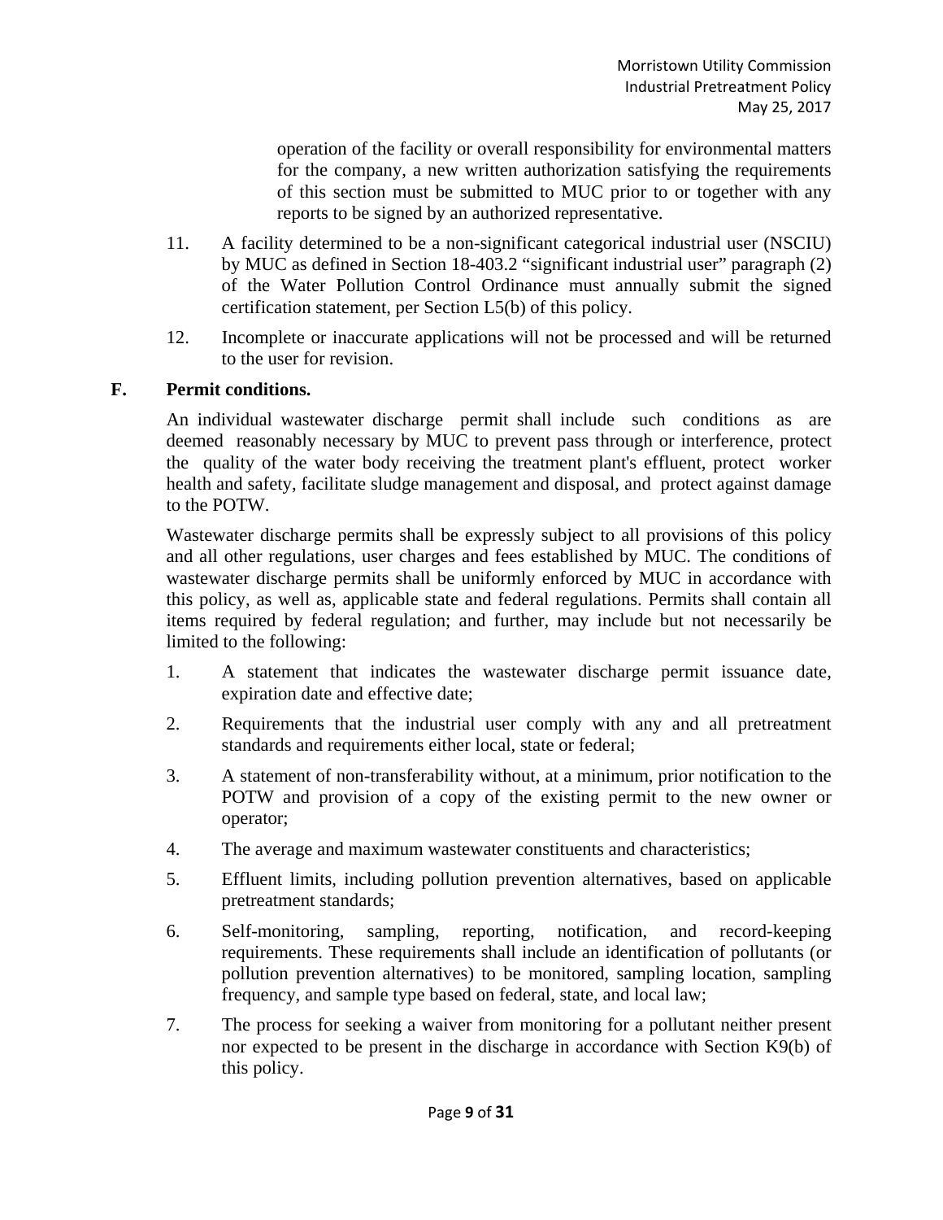operation of the facility or overall responsibility for environmental matters for the company, a new written authorization satisfying the requirements of this section must be submitted to MUC prior to or together with any reports to be signed by an authorized representative.

11. A facility determined to be a non-significant categorical industrial user (NSCIU) by MUC as defined in Section 18-403.2 “significant industrial user” paragraph (2) of the Water Pollution Control Ordinance must annually submit the signed certification statement, per Section L5(b) of this policy.

12. Incomplete or inaccurate applications will not be processed and will be returned to the user for revision.

**F. Permit conditions.**

An individual wastewater discharge permit shall include such conditions as are deemed reasonably necessary by MUC to prevent pass through or interference, protect the quality of the water body receiving the treatment plant's effluent, protect worker health and safety, facilitate sludge management and disposal, and protect against damage to the POTW.

Wastewater discharge permits shall be expressly subject to all provisions of this policy and all other regulations, user charges and fees established by MUC. The conditions of wastewater discharge permits shall be uniformly enforced by MUC in accordance with this policy, as well as, applicable state and federal regulations. Permits shall contain all items required by federal regulation; and further, may include but not necessarily be limited to the following:

1. A statement that indicates the wastewater discharge permit issuance date, expiration date and effective date;

2. Requirements that the industrial user comply with any and all pretreatment standards and requirements either local, state or federal;

3. A statement of non-transferability without, at a minimum, prior notification to the POTW and provision of a copy of the existing permit to the new owner or operator;

4. The average and maximum wastewater constituents and characteristics;

5. Effluent limits, including pollution prevention alternatives, based on applicable pretreatment standards;

6. Self-monitoring, sampling, reporting, notification, and record-keeping requirements. These requirements shall include an identification of pollutants (or pollution prevention alternatives) to be monitored, sampling location, sampling frequency, and sample type based on federal, state, and local law;

7. The process for seeking a waiver from monitoring for a pollutant neither present nor expected to be present in the discharge in accordance with Section K9(b) of this policy.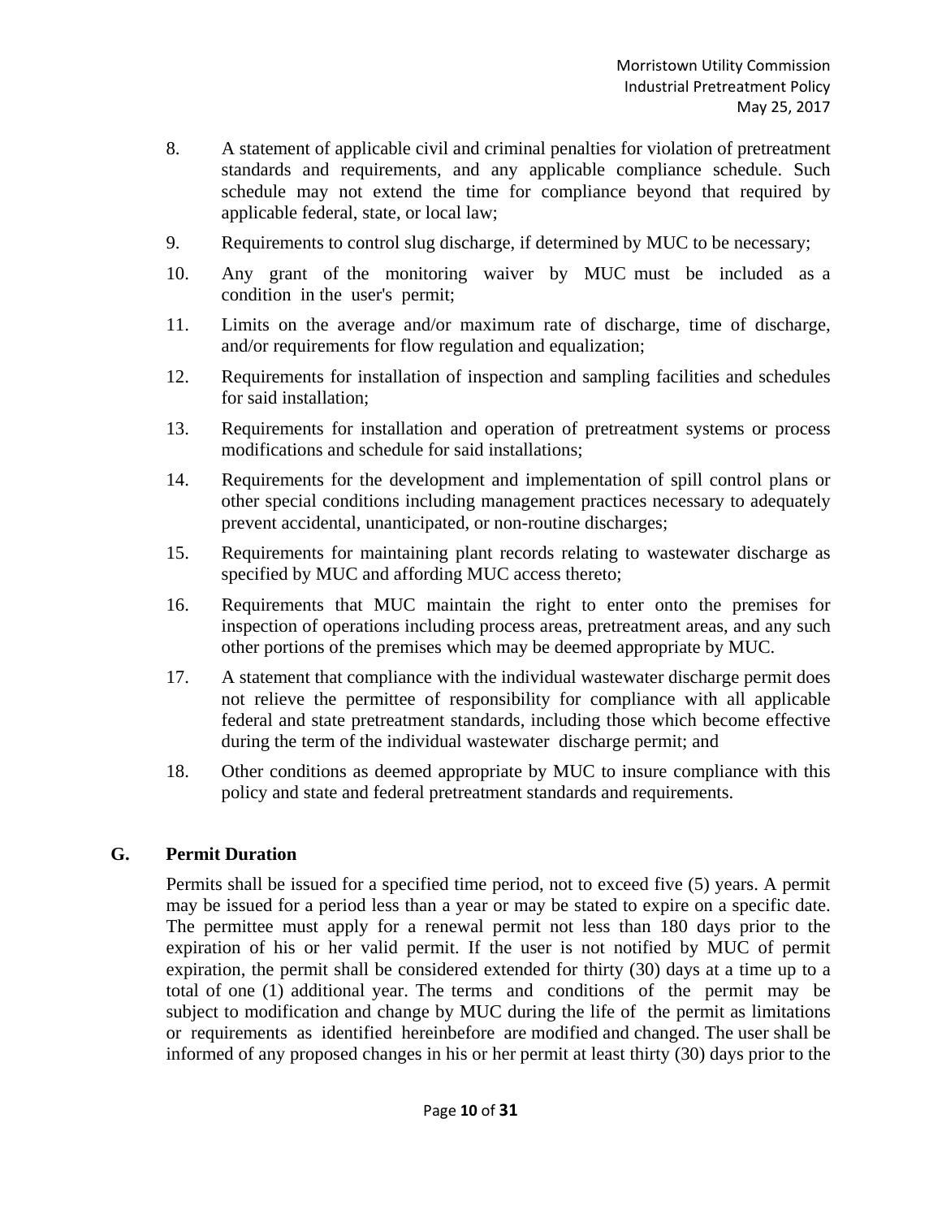8. A statement of applicable civil and criminal penalties for violation of pretreatment standards and requirements, and any applicable compliance schedule. Such schedule may not extend the time for compliance beyond that required by applicable federal, state, or local law;

9. Requirements to control slug discharge, if determined by MUC to be necessary;

10. Any grant of the monitoring waiver by MUC must be included as a condition in the user's permit;

11. Limits on the average and/or maximum rate of discharge, time of discharge, and/or requirements for flow regulation and equalization;

12. Requirements for installation of inspection and sampling facilities and schedules for said installation;

13. Requirements for installation and operation of pretreatment systems or process modifications and schedule for said installations;

14. Requirements for the development and implementation of spill control plans or other special conditions including management practices necessary to adequately prevent accidental, unanticipated, or non-routine discharges;

15. Requirements for maintaining plant records relating to wastewater discharge as specified by MUC and affording MUC access thereto;

16. Requirements that MUC maintain the right to enter onto the premises for inspection of operations including process areas, pretreatment areas, and any such other portions of the premises which may be deemed appropriate by MUC.

17. A statement that compliance with the individual wastewater discharge permit does not relieve the permittee of responsibility for compliance with all applicable federal and state pretreatment standards, including those which become effective during the term of the individual wastewater discharge permit; and

18. Other conditions as deemed appropriate by MUC to insure compliance with this policy and state and federal pretreatment standards and requirements.

## G. Permit Duration

Permits shall be issued for a specified time period, not to exceed five (5) years. A permit may be issued for a period less than a year or may be stated to expire on a specific date. The permittee must apply for a renewal permit not less than 180 days prior to the expiration of his or her valid permit. If the user is not notified by MUC of permit expiration, the permit shall be considered extended for thirty (30) days at a time up to a total of one (1) additional year. The terms and conditions of the permit may be subject to modification and change by MUC during the life of the permit as limitations or requirements as identified hereinbefore are modified and changed. The user shall be informed of any proposed changes in his or her permit at least thirty (30) days prior to the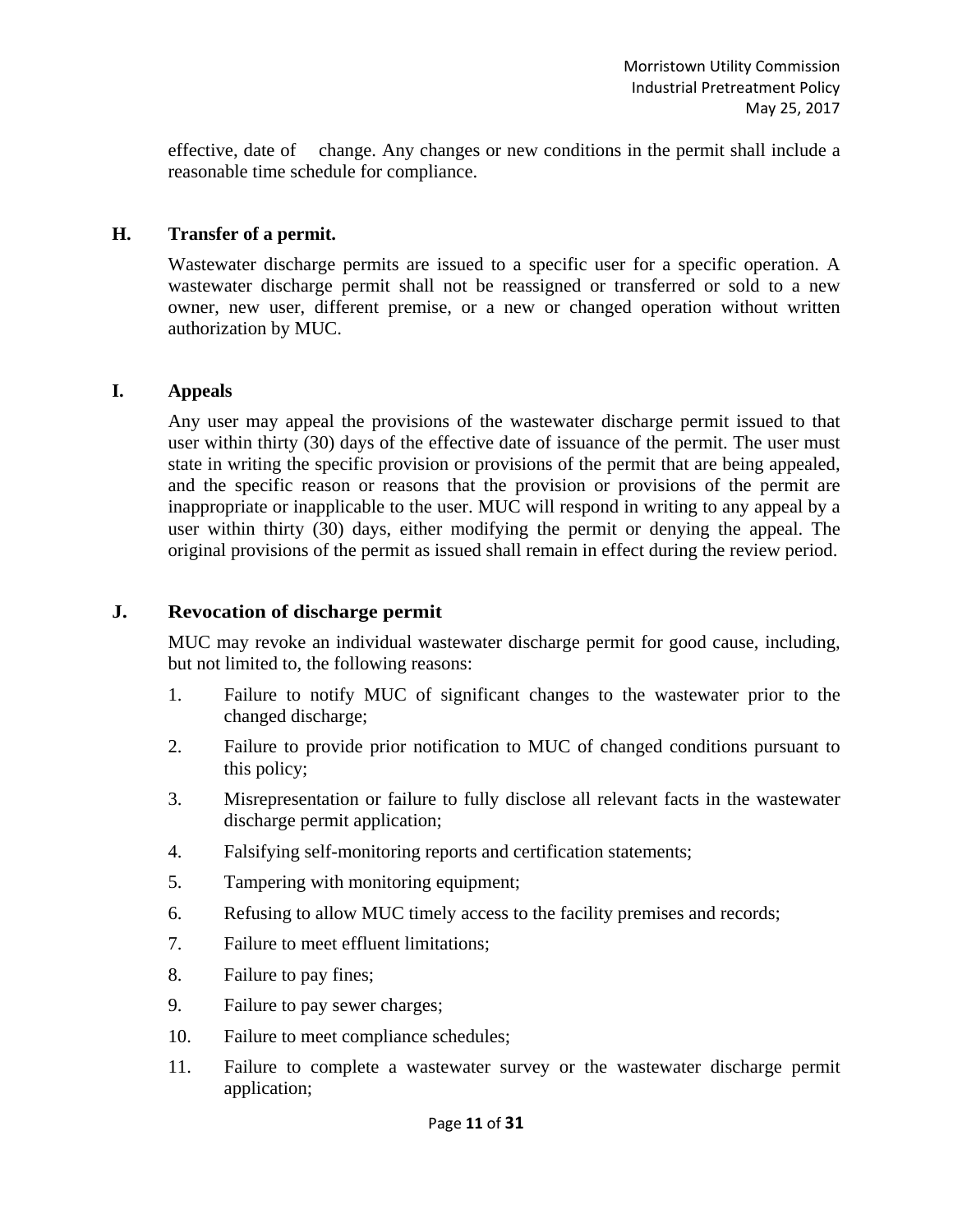effective, date of change. Any changes or new conditions in the permit shall include a reasonable time schedule for compliance.

### H. Transfer of a permit.

Wastewater discharge permits are issued to a specific user for a specific operation. A wastewater discharge permit shall not be reassigned or transferred or sold to a new owner, new user, different premise, or a new or changed operation without written authorization by MUC.

### I. Appeals

Any user may appeal the provisions of the wastewater discharge permit issued to that user within thirty (30) days of the effective date of issuance of the permit. The user must state in writing the specific provision or provisions of the permit that are being appealed, and the specific reason or reasons that the provision or provisions of the permit are inappropriate or inapplicable to the user. MUC will respond in writing to any appeal by a user within thirty (30) days, either modifying the permit or denying the appeal. The original provisions of the permit as issued shall remain in effect during the review period.

### J. Revocation of discharge permit

MUC may revoke an individual wastewater discharge permit for good cause, including, but not limited to, the following reasons:

1. Failure to notify MUC of significant changes to the wastewater prior to the changed discharge;
2. Failure to provide prior notification to MUC of changed conditions pursuant to this policy;
3. Misrepresentation or failure to fully disclose all relevant facts in the wastewater discharge permit application;
4. Falsifying self-monitoring reports and certification statements;
5. Tampering with monitoring equipment;
6. Refusing to allow MUC timely access to the facility premises and records;
7. Failure to meet effluent limitations;
8. Failure to pay fines;
9. Failure to pay sewer charges;
10. Failure to meet compliance schedules;
11. Failure to complete a wastewater survey or the wastewater discharge permit application;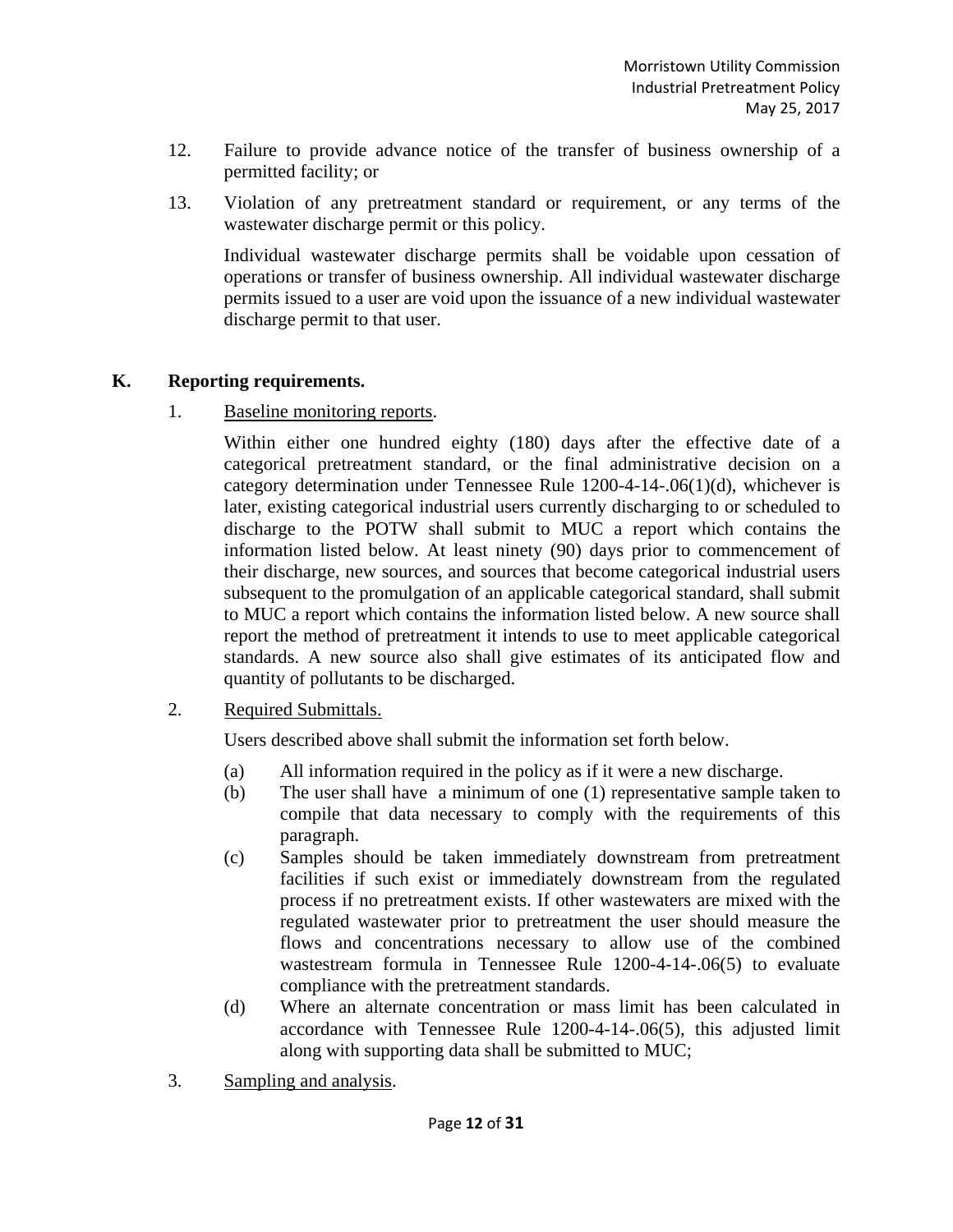12. Failure to provide advance notice of the transfer of business ownership of a permitted facility; or

13. Violation of any pretreatment standard or requirement, or any terms of the wastewater discharge permit or this policy.

    Individual wastewater discharge permits shall be voidable upon cessation of operations or transfer of business ownership. All individual wastewater discharge permits issued to a user are void upon the issuance of a new individual wastewater discharge permit to that user.

**K. Reporting requirements.**

1. Baseline monitoring reports.

   Within either one hundred eighty (180) days after the effective date of a categorical pretreatment standard, or the final administrative decision on a category determination under Tennessee Rule 1200-4-14-.06(1)(d), whichever is later, existing categorical industrial users currently discharging to or scheduled to discharge to the POTW shall submit to MUC a report which contains the information listed below. At least ninety (90) days prior to commencement of their discharge, new sources, and sources that become categorical industrial users subsequent to the promulgation of an applicable categorical standard, shall submit to MUC a report which contains the information listed below. A new source shall report the method of pretreatment it intends to use to meet applicable categorical standards. A new source also shall give estimates of its anticipated flow and quantity of pollutants to be discharged.

2. Required Submittals.

   Users described above shall submit the information set forth below.

   (a) All information required in the policy as if it were a new discharge.
   (b) The user shall have a minimum of one (1) representative sample taken to compile that data necessary to comply with the requirements of this paragraph.
   (c) Samples should be taken immediately downstream from pretreatment facilities if such exist or immediately downstream from the regulated process if no pretreatment exists. If other wastewaters are mixed with the regulated wastewater prior to pretreatment the user should measure the flows and concentrations necessary to allow use of the combined wastestream formula in Tennessee Rule 1200-4-14-.06(5) to evaluate compliance with the pretreatment standards.
   (d) Where an alternate concentration or mass limit has been calculated in accordance with Tennessee Rule 1200-4-14-.06(5), this adjusted limit along with supporting data shall be submitted to MUC;

3. Sampling and analysis.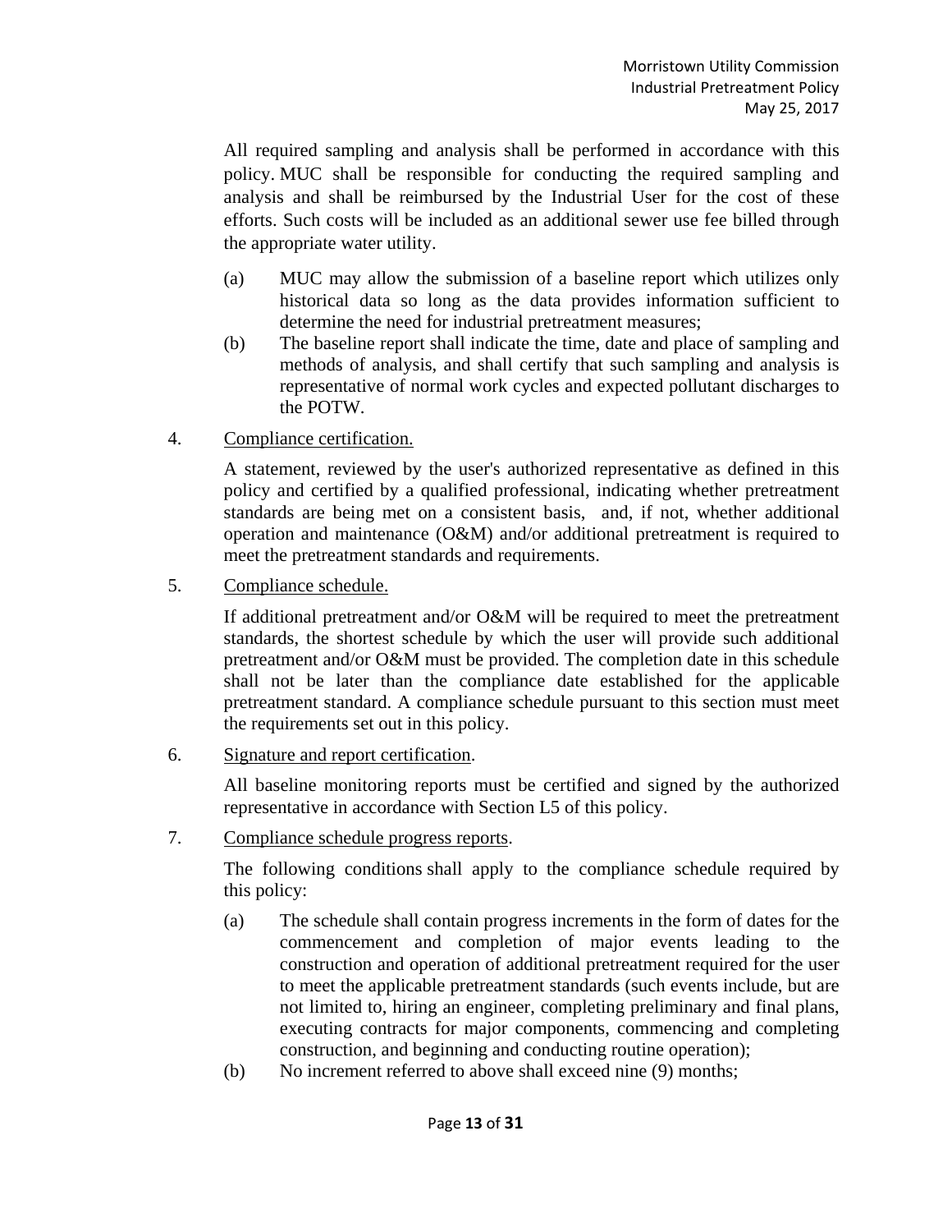All required sampling and analysis shall be performed in accordance with this policy. MUC shall be responsible for conducting the required sampling and analysis and shall be reimbursed by the Industrial User for the cost of these efforts. Such costs will be included as an additional sewer use fee billed through the appropriate water utility.

(a) MUC may allow the submission of a baseline report which utilizes only historical data so long as the data provides information sufficient to determine the need for industrial pretreatment measures;

(b) The baseline report shall indicate the time, date and place of sampling and methods of analysis, and shall certify that such sampling and analysis is representative of normal work cycles and expected pollutant discharges to the POTW.

4. <u>Compliance certification.</u>

A statement, reviewed by the user's authorized representative as defined in this policy and certified by a qualified professional, indicating whether pretreatment standards are being met on a consistent basis, and, if not, whether additional operation and maintenance (O&M) and/or additional pretreatment is required to meet the pretreatment standards and requirements.

5. <u>Compliance schedule.</u>

If additional pretreatment and/or O&M will be required to meet the pretreatment standards, the shortest schedule by which the user will provide such additional pretreatment and/or O&M must be provided. The completion date in this schedule shall not be later than the compliance date established for the applicable pretreatment standard. A compliance schedule pursuant to this section must meet the requirements set out in this policy.

6. <u>Signature and report certification</u>.

All baseline monitoring reports must be certified and signed by the authorized representative in accordance with Section L5 of this policy.

7. <u>Compliance schedule progress reports</u>.

The following conditions shall apply to the compliance schedule required by this policy:

(a) The schedule shall contain progress increments in the form of dates for the commencement and completion of major events leading to the construction and operation of additional pretreatment required for the user to meet the applicable pretreatment standards (such events include, but are not limited to, hiring an engineer, completing preliminary and final plans, executing contracts for major components, commencing and completing construction, and beginning and conducting routine operation);

(b) No increment referred to above shall exceed nine (9) months;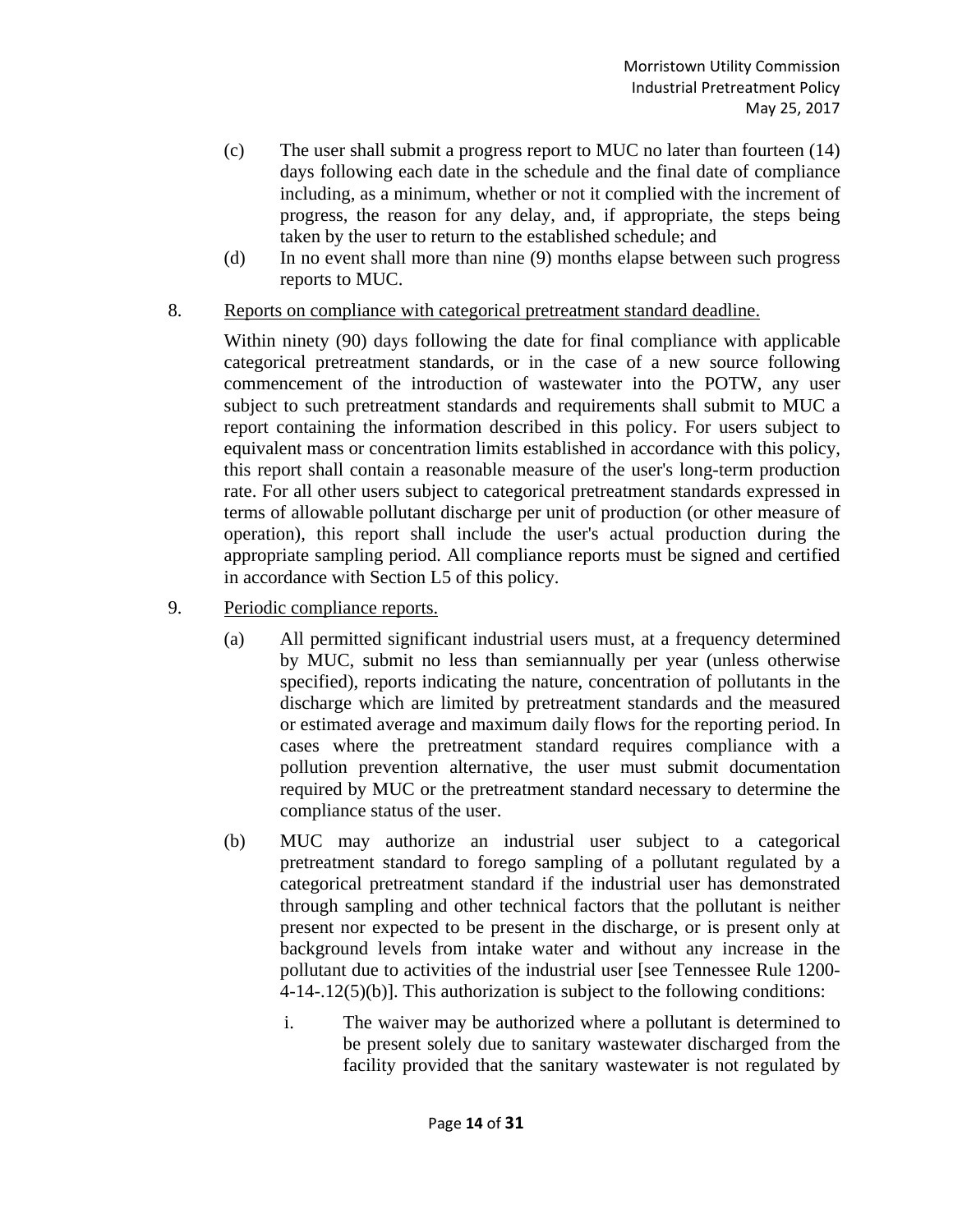(c) The user shall submit a progress report to MUC no later than fourteen (14) days following each date in the schedule and the final date of compliance including, as a minimum, whether or not it complied with the increment of progress, the reason for any delay, and, if appropriate, the steps being taken by the user to return to the established schedule; and

(d) In no event shall more than nine (9) months elapse between such progress reports to MUC.

8. <u>Reports on compliance with categorical pretreatment standard deadline.</u>

   Within ninety (90) days following the date for final compliance with applicable categorical pretreatment standards, or in the case of a new source following commencement of the introduction of wastewater into the POTW, any user subject to such pretreatment standards and requirements shall submit to MUC a report containing the information described in this policy. For users subject to equivalent mass or concentration limits established in accordance with this policy, this report shall contain a reasonable measure of the user's long-term production rate. For all other users subject to categorical pretreatment standards expressed in terms of allowable pollutant discharge per unit of production (or other measure of operation), this report shall include the user's actual production during the appropriate sampling period. All compliance reports must be signed and certified in accordance with Section L5 of this policy.

9. <u>Periodic compliance reports.</u>

   (a) All permitted significant industrial users must, at a frequency determined by MUC, submit no less than semiannually per year (unless otherwise specified), reports indicating the nature, concentration of pollutants in the discharge which are limited by pretreatment standards and the measured or estimated average and maximum daily flows for the reporting period. In cases where the pretreatment standard requires compliance with a pollution prevention alternative, the user must submit documentation required by MUC or the pretreatment standard necessary to determine the compliance status of the user.

   (b) MUC may authorize an industrial user subject to a categorical pretreatment standard to forego sampling of a pollutant regulated by a categorical pretreatment standard if the industrial user has demonstrated through sampling and other technical factors that the pollutant is neither present nor expected to be present in the discharge, or is present only at background levels from intake water and without any increase in the pollutant due to activities of the industrial user [see Tennessee Rule 1200-4-14-.12(5)(b)]. This authorization is subject to the following conditions:

      i. The waiver may be authorized where a pollutant is determined to be present solely due to sanitary wastewater discharged from the facility provided that the sanitary wastewater is not regulated by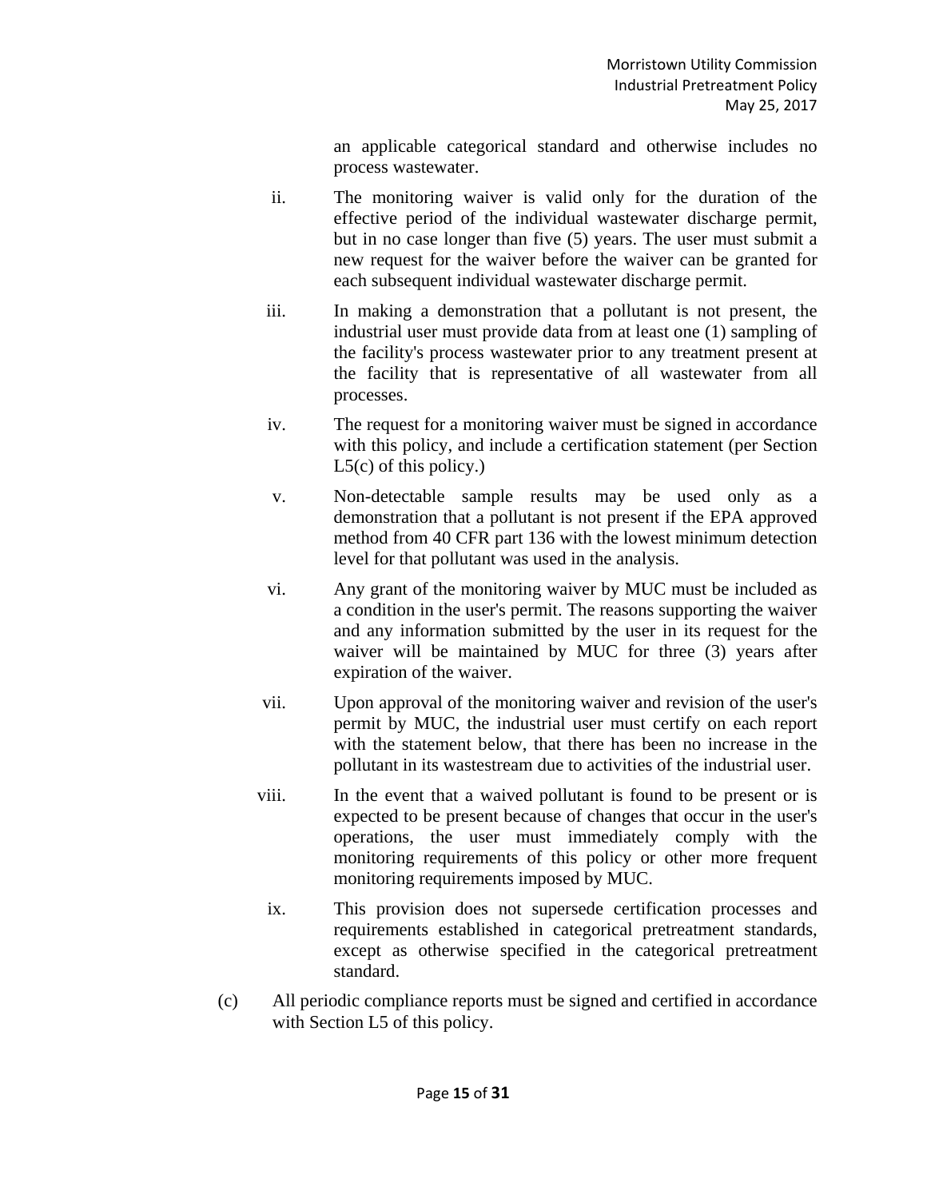an applicable categorical standard and otherwise includes no process wastewater.

ii. The monitoring waiver is valid only for the duration of the effective period of the individual wastewater discharge permit, but in no case longer than five (5) years. The user must submit a new request for the waiver before the waiver can be granted for each subsequent individual wastewater discharge permit.

iii. In making a demonstration that a pollutant is not present, the industrial user must provide data from at least one (1) sampling of the facility's process wastewater prior to any treatment present at the facility that is representative of all wastewater from all processes.

iv. The request for a monitoring waiver must be signed in accordance with this policy, and include a certification statement (per Section L5(c) of this policy.)

v. Non-detectable sample results may be used only as a demonstration that a pollutant is not present if the EPA approved method from 40 CFR part 136 with the lowest minimum detection level for that pollutant was used in the analysis.

vi. Any grant of the monitoring waiver by MUC must be included as a condition in the user's permit. The reasons supporting the waiver and any information submitted by the user in its request for the waiver will be maintained by MUC for three (3) years after expiration of the waiver.

vii. Upon approval of the monitoring waiver and revision of the user's permit by MUC, the industrial user must certify on each report with the statement below, that there has been no increase in the pollutant in its wastestream due to activities of the industrial user.

viii. In the event that a waived pollutant is found to be present or is expected to be present because of changes that occur in the user's operations, the user must immediately comply with the monitoring requirements of this policy or other more frequent monitoring requirements imposed by MUC.

ix. This provision does not supersede certification processes and requirements established in categorical pretreatment standards, except as otherwise specified in the categorical pretreatment standard.

(c) All periodic compliance reports must be signed and certified in accordance with Section L5 of this policy.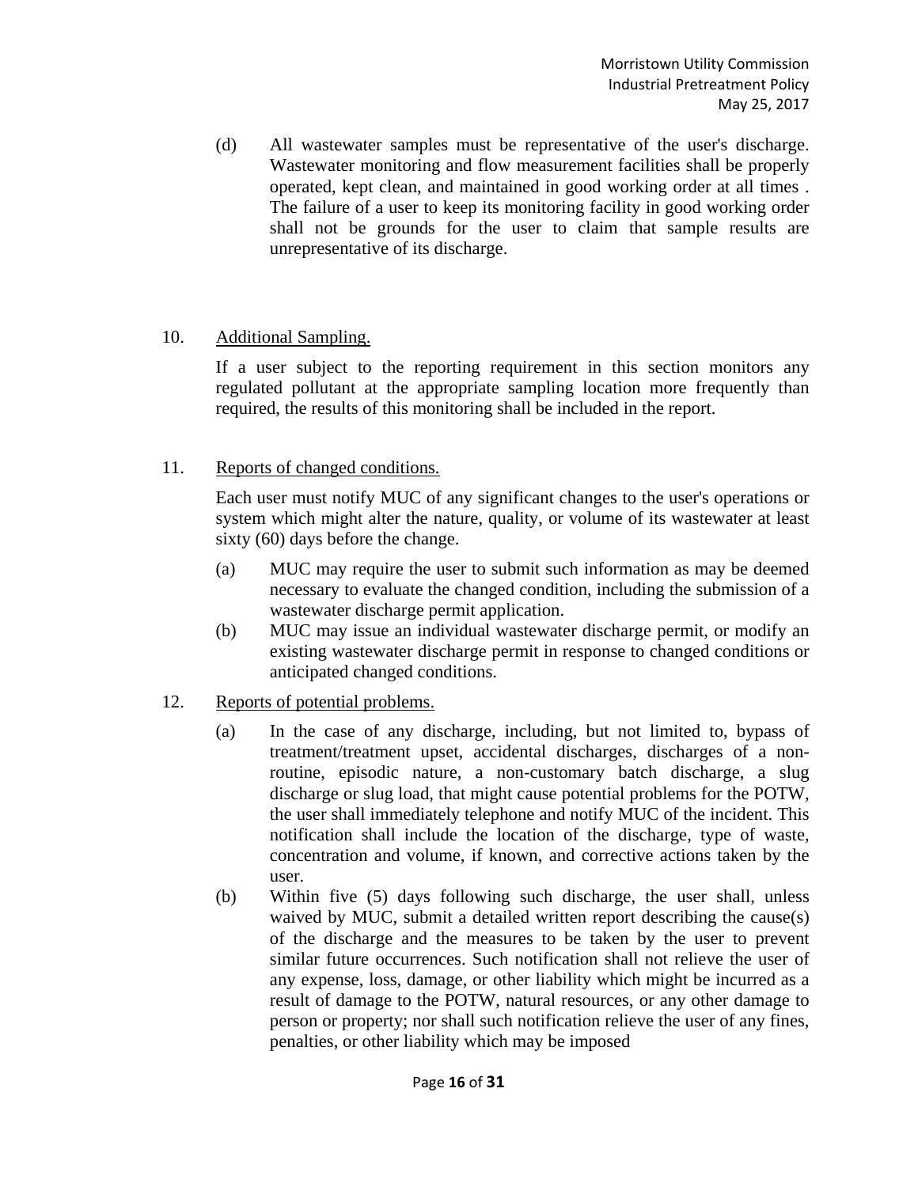(d) All wastewater samples must be representative of the user's discharge. Wastewater monitoring and flow measurement facilities shall be properly operated, kept clean, and maintained in good working order at all times . The failure of a user to keep its monitoring facility in good working order shall not be grounds for the user to claim that sample results are unrepresentative of its discharge.

10. Additional Sampling.

If a user subject to the reporting requirement in this section monitors any regulated pollutant at the appropriate sampling location more frequently than required, the results of this monitoring shall be included in the report.

11. Reports of changed conditions.

Each user must notify MUC of any significant changes to the user's operations or system which might alter the nature, quality, or volume of its wastewater at least sixty (60) days before the change.

(a) MUC may require the user to submit such information as may be deemed necessary to evaluate the changed condition, including the submission of a wastewater discharge permit application.

(b) MUC may issue an individual wastewater discharge permit, or modify an existing wastewater discharge permit in response to changed conditions or anticipated changed conditions.

12. Reports of potential problems.

(a) In the case of any discharge, including, but not limited to, bypass of treatment/treatment upset, accidental discharges, discharges of a non-routine, episodic nature, a non-customary batch discharge, a slug discharge or slug load, that might cause potential problems for the POTW, the user shall immediately telephone and notify MUC of the incident. This notification shall include the location of the discharge, type of waste, concentration and volume, if known, and corrective actions taken by the user.

(b) Within five (5) days following such discharge, the user shall, unless waived by MUC, submit a detailed written report describing the cause(s) of the discharge and the measures to be taken by the user to prevent similar future occurrences. Such notification shall not relieve the user of any expense, loss, damage, or other liability which might be incurred as a result of damage to the POTW, natural resources, or any other damage to person or property; nor shall such notification relieve the user of any fines, penalties, or other liability which may be imposed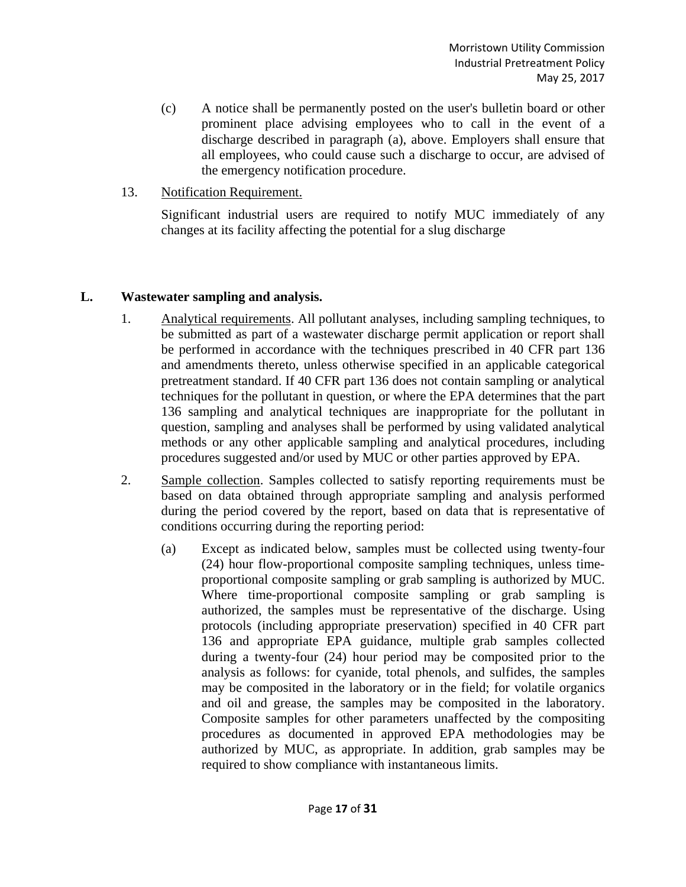(c) A notice shall be permanently posted on the user's bulletin board or other prominent place advising employees who to call in the event of a discharge described in paragraph (a), above. Employers shall ensure that all employees, who could cause such a discharge to occur, are advised of the emergency notification procedure.

13. Notification Requirement.

Significant industrial users are required to notify MUC immediately of any changes at its facility affecting the potential for a slug discharge

## L. Wastewater sampling and analysis.

1. Analytical requirements. All pollutant analyses, including sampling techniques, to be submitted as part of a wastewater discharge permit application or report shall be performed in accordance with the techniques prescribed in 40 CFR part 136 and amendments thereto, unless otherwise specified in an applicable categorical pretreatment standard. If 40 CFR part 136 does not contain sampling or analytical techniques for the pollutant in question, or where the EPA determines that the part 136 sampling and analytical techniques are inappropriate for the pollutant in question, sampling and analyses shall be performed by using validated analytical methods or any other applicable sampling and analytical procedures, including procedures suggested and/or used by MUC or other parties approved by EPA.

2. Sample collection. Samples collected to satisfy reporting requirements must be based on data obtained through appropriate sampling and analysis performed during the period covered by the report, based on data that is representative of conditions occurring during the reporting period:

   (a) Except as indicated below, samples must be collected using twenty-four (24) hour flow-proportional composite sampling techniques, unless time-proportional composite sampling or grab sampling is authorized by MUC. Where time-proportional composite sampling or grab sampling is authorized, the samples must be representative of the discharge. Using protocols (including appropriate preservation) specified in 40 CFR part 136 and appropriate EPA guidance, multiple grab samples collected during a twenty-four (24) hour period may be composited prior to the analysis as follows: for cyanide, total phenols, and sulfides, the samples may be composited in the laboratory or in the field; for volatile organics and oil and grease, the samples may be composited in the laboratory. Composite samples for other parameters unaffected by the compositing procedures as documented in approved EPA methodologies may be authorized by MUC, as appropriate. In addition, grab samples may be required to show compliance with instantaneous limits.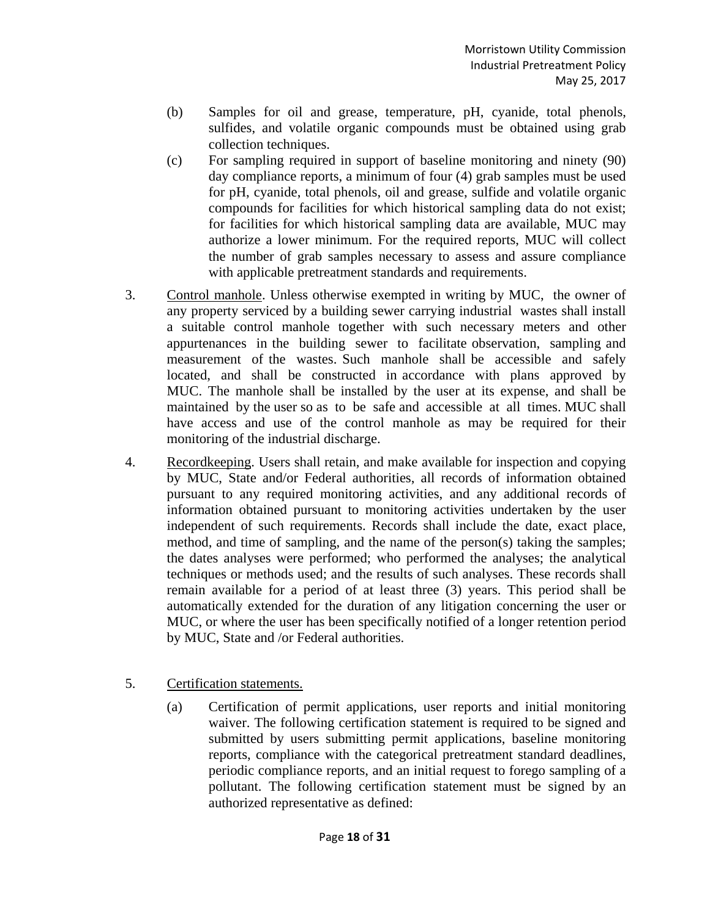(b) Samples for oil and grease, temperature, pH, cyanide, total phenols, sulfides, and volatile organic compounds must be obtained using grab collection techniques.

(c) For sampling required in support of baseline monitoring and ninety (90) day compliance reports, a minimum of four (4) grab samples must be used for pH, cyanide, total phenols, oil and grease, sulfide and volatile organic compounds for facilities for which historical sampling data do not exist; for facilities for which historical sampling data are available, MUC may authorize a lower minimum. For the required reports, MUC will collect the number of grab samples necessary to assess and assure compliance with applicable pretreatment standards and requirements.

3. Control manhole. Unless otherwise exempted in writing by MUC, the owner of any property serviced by a building sewer carrying industrial wastes shall install a suitable control manhole together with such necessary meters and other appurtenances in the building sewer to facilitate observation, sampling and measurement of the wastes. Such manhole shall be accessible and safely located, and shall be constructed in accordance with plans approved by MUC. The manhole shall be installed by the user at its expense, and shall be maintained by the user so as to be safe and accessible at all times. MUC shall have access and use of the control manhole as may be required for their monitoring of the industrial discharge.

4. Recordkeeping. Users shall retain, and make available for inspection and copying by MUC, State and/or Federal authorities, all records of information obtained pursuant to any required monitoring activities, and any additional records of information obtained pursuant to monitoring activities undertaken by the user independent of such requirements. Records shall include the date, exact place, method, and time of sampling, and the name of the person(s) taking the samples; the dates analyses were performed; who performed the analyses; the analytical techniques or methods used; and the results of such analyses. These records shall remain available for a period of at least three (3) years. This period shall be automatically extended for the duration of any litigation concerning the user or MUC, or where the user has been specifically notified of a longer retention period by MUC, State and /or Federal authorities.

5. Certification statements.

(a) Certification of permit applications, user reports and initial monitoring waiver. The following certification statement is required to be signed and submitted by users submitting permit applications, baseline monitoring reports, compliance with the categorical pretreatment standard deadlines, periodic compliance reports, and an initial request to forego sampling of a pollutant. The following certification statement must be signed by an authorized representative as defined: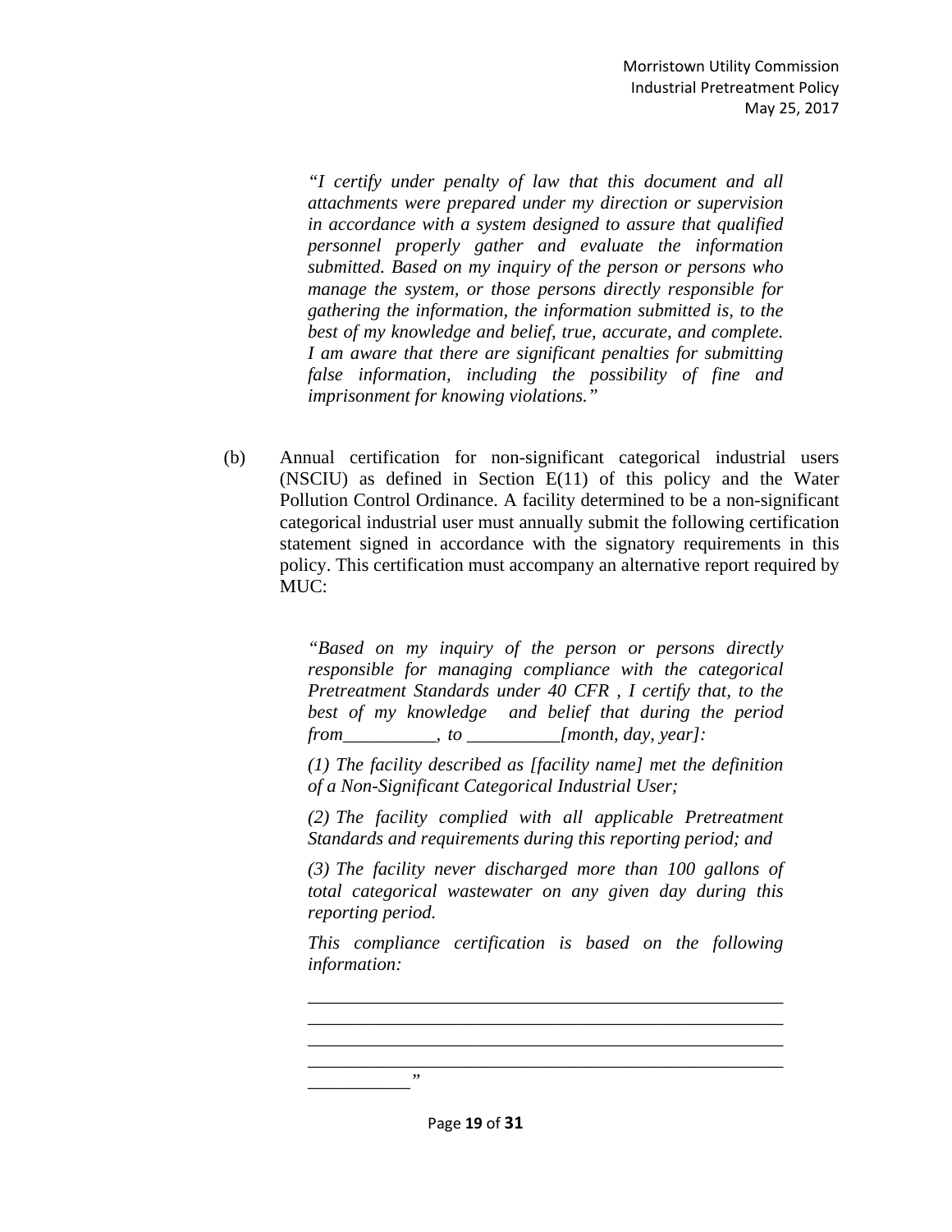*"I certify under penalty of law that this document and all attachments were prepared under my direction or supervision in accordance with a system designed to assure that qualified personnel properly gather and evaluate the information submitted. Based on my inquiry of the person or persons who manage the system, or those persons directly responsible for gathering the information, the information submitted is, to the best of my knowledge and belief, true, accurate, and complete. I am aware that there are significant penalties for submitting false information, including the possibility of fine and imprisonment for knowing violations."*

(b) Annual certification for non-significant categorical industrial users (NSCIU) as defined in Section E(11) of this policy and the Water Pollution Control Ordinance. A facility determined to be a non-significant categorical industrial user must annually submit the following certification statement signed in accordance with the signatory requirements in this policy. This certification must accompany an alternative report required by MUC:

*"Based on my inquiry of the person or persons directly responsible for managing compliance with the categorical Pretreatment Standards under 40 CFR , I certify that, to the best of my knowledge and belief that during the period from__________, to __________[month, day, year]:*

*(1) The facility described as [facility name] met the definition of a Non-Significant Categorical Industrial User;*

*(2) The facility complied with all applicable Pretreatment Standards and requirements during this reporting period; and*

*(3) The facility never discharged more than 100 gallons of total categorical wastewater on any given day during this reporting period.*

*This compliance certification is based on the following information:*

_______________________________________________________
_______________________________________________________
_______________________________________________________
_______________________________________________________
___________"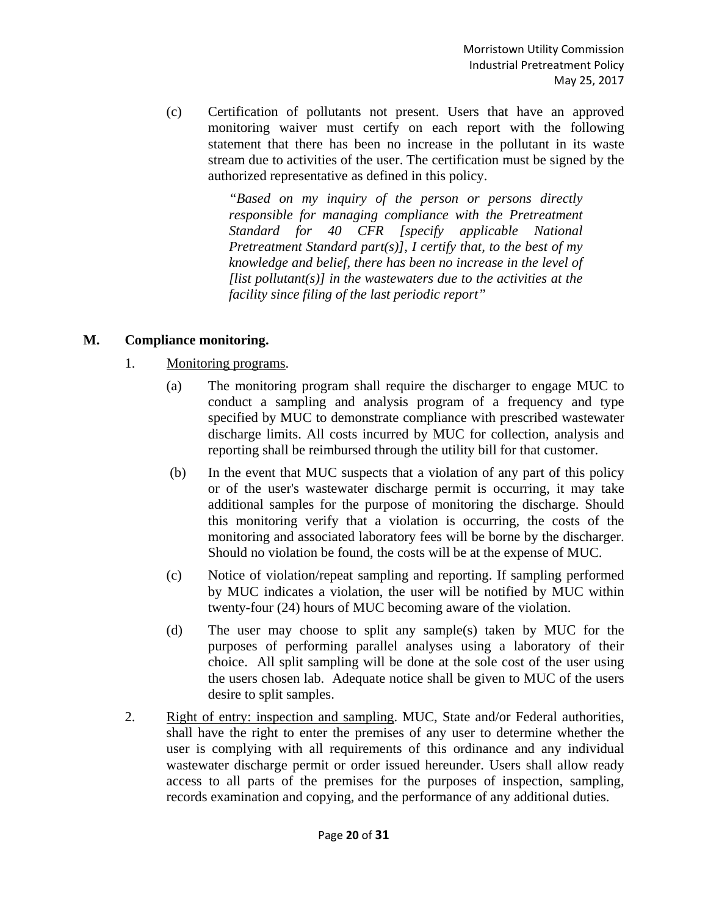(c) Certification of pollutants not present. Users that have an approved monitoring waiver must certify on each report with the following statement that there has been no increase in the pollutant in its waste stream due to activities of the user. The certification must be signed by the authorized representative as defined in this policy.

> *"Based on my inquiry of the person or persons directly responsible for managing compliance with the Pretreatment Standard for 40 CFR [specify applicable National Pretreatment Standard part(s)], I certify that, to the best of my knowledge and belief, there has been no increase in the level of [list pollutant(s)] in the wastewaters due to the activities at the facility since filing of the last periodic report"*

## M. Compliance monitoring.

1. <u>Monitoring programs</u>.

   (a) The monitoring program shall require the discharger to engage MUC to conduct a sampling and analysis program of a frequency and type specified by MUC to demonstrate compliance with prescribed wastewater discharge limits. All costs incurred by MUC for collection, analysis and reporting shall be reimbursed through the utility bill for that customer.

   (b) In the event that MUC suspects that a violation of any part of this policy or of the user's wastewater discharge permit is occurring, it may take additional samples for the purpose of monitoring the discharge. Should this monitoring verify that a violation is occurring, the costs of the monitoring and associated laboratory fees will be borne by the discharger. Should no violation be found, the costs will be at the expense of MUC.

   (c) Notice of violation/repeat sampling and reporting. If sampling performed by MUC indicates a violation, the user will be notified by MUC within twenty-four (24) hours of MUC becoming aware of the violation.

   (d) The user may choose to split any sample(s) taken by MUC for the purposes of performing parallel analyses using a laboratory of their choice. All split sampling will be done at the sole cost of the user using the users chosen lab. Adequate notice shall be given to MUC of the users desire to split samples.

2. <u>Right of entry: inspection and sampling</u>. MUC, State and/or Federal authorities, shall have the right to enter the premises of any user to determine whether the user is complying with all requirements of this ordinance and any individual wastewater discharge permit or order issued hereunder. Users shall allow ready access to all parts of the premises for the purposes of inspection, sampling, records examination and copying, and the performance of any additional duties.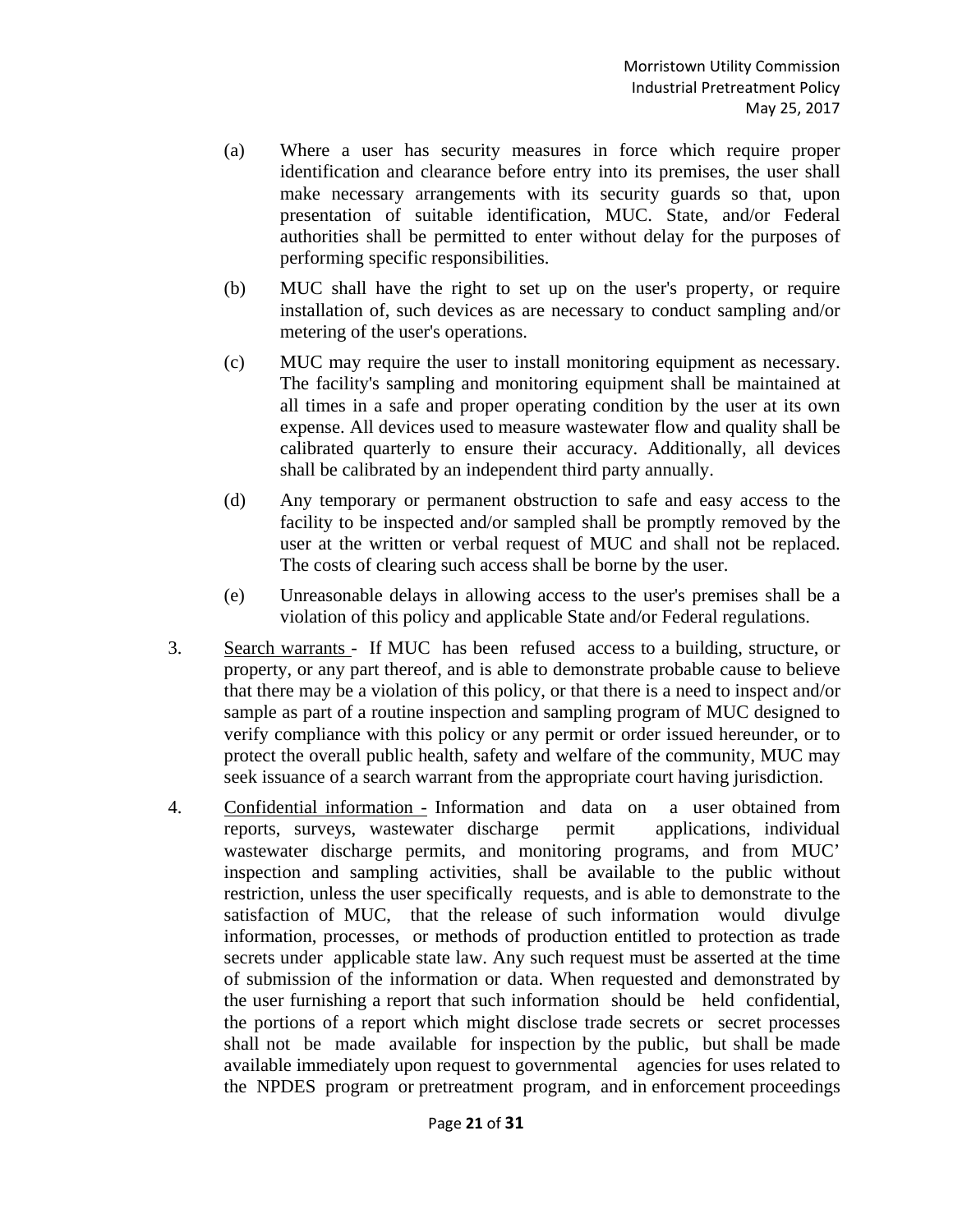(a) Where a user has security measures in force which require proper identification and clearance before entry into its premises, the user shall make necessary arrangements with its security guards so that, upon presentation of suitable identification, MUC. State, and/or Federal authorities shall be permitted to enter without delay for the purposes of performing specific responsibilities.

(b) MUC shall have the right to set up on the user's property, or require installation of, such devices as are necessary to conduct sampling and/or metering of the user's operations.

(c) MUC may require the user to install monitoring equipment as necessary. The facility's sampling and monitoring equipment shall be maintained at all times in a safe and proper operating condition by the user at its own expense. All devices used to measure wastewater flow and quality shall be calibrated quarterly to ensure their accuracy. Additionally, all devices shall be calibrated by an independent third party annually.

(d) Any temporary or permanent obstruction to safe and easy access to the facility to be inspected and/or sampled shall be promptly removed by the user at the written or verbal request of MUC and shall not be replaced. The costs of clearing such access shall be borne by the user.

(e) Unreasonable delays in allowing access to the user's premises shall be a violation of this policy and applicable State and/or Federal regulations.

3. Search warrants - If MUC has been refused access to a building, structure, or property, or any part thereof, and is able to demonstrate probable cause to believe that there may be a violation of this policy, or that there is a need to inspect and/or sample as part of a routine inspection and sampling program of MUC designed to verify compliance with this policy or any permit or order issued hereunder, or to protect the overall public health, safety and welfare of the community, MUC may seek issuance of a search warrant from the appropriate court having jurisdiction.

4. Confidential information - Information and data on a user obtained from reports, surveys, wastewater discharge permit applications, individual wastewater discharge permits, and monitoring programs, and from MUC' inspection and sampling activities, shall be available to the public without restriction, unless the user specifically requests, and is able to demonstrate to the satisfaction of MUC, that the release of such information would divulge information, processes, or methods of production entitled to protection as trade secrets under applicable state law. Any such request must be asserted at the time of submission of the information or data. When requested and demonstrated by the user furnishing a report that such information should be held confidential, the portions of a report which might disclose trade secrets or secret processes shall not be made available for inspection by the public, but shall be made available immediately upon request to governmental agencies for uses related to the NPDES program or pretreatment program, and in enforcement proceedings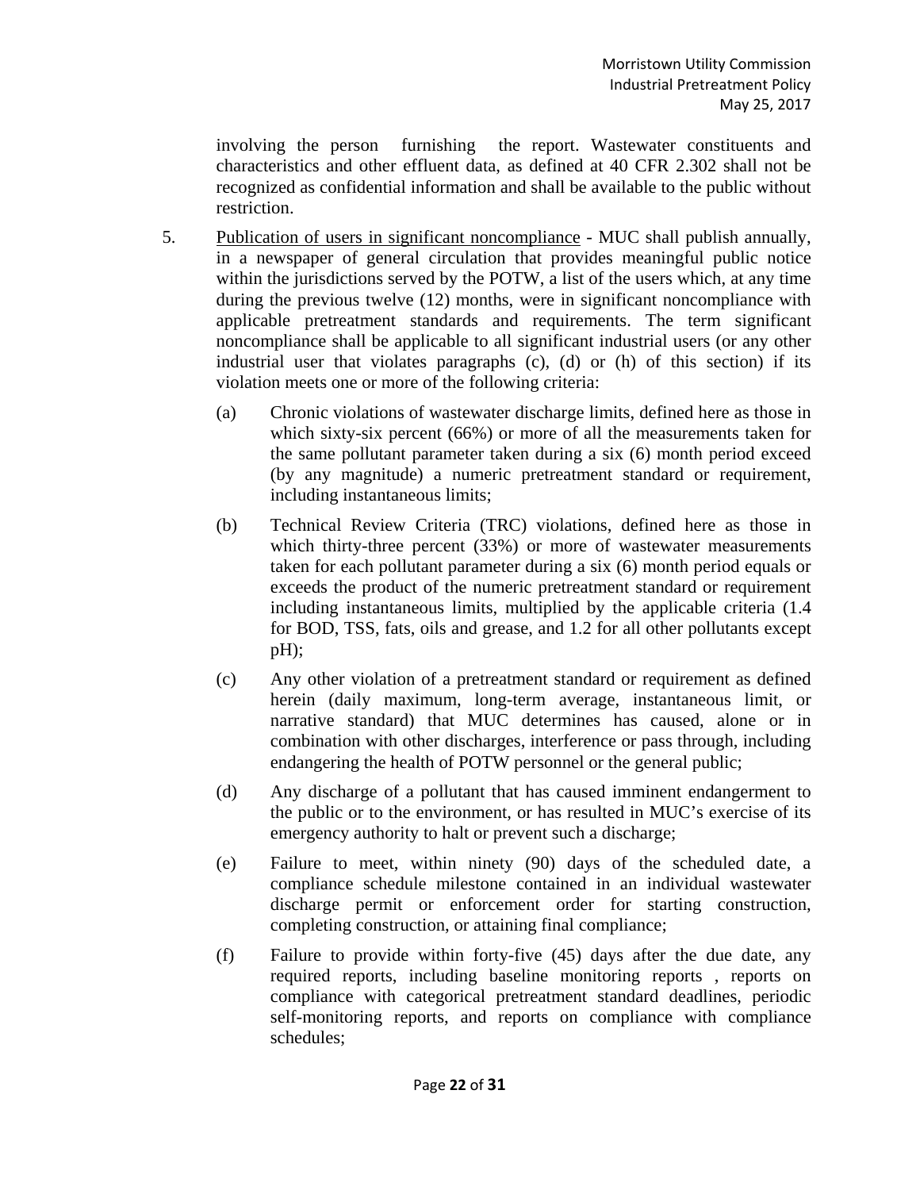involving the person furnishing the report. Wastewater constituents and characteristics and other effluent data, as defined at 40 CFR 2.302 shall not be recognized as confidential information and shall be available to the public without restriction.

5. Publication of users in significant noncompliance - MUC shall publish annually, in a newspaper of general circulation that provides meaningful public notice within the jurisdictions served by the POTW, a list of the users which, at any time during the previous twelve (12) months, were in significant noncompliance with applicable pretreatment standards and requirements. The term significant noncompliance shall be applicable to all significant industrial users (or any other industrial user that violates paragraphs (c), (d) or (h) of this section) if its violation meets one or more of the following criteria:

   (a) Chronic violations of wastewater discharge limits, defined here as those in which sixty-six percent (66%) or more of all the measurements taken for the same pollutant parameter taken during a six (6) month period exceed (by any magnitude) a numeric pretreatment standard or requirement, including instantaneous limits;

   (b) Technical Review Criteria (TRC) violations, defined here as those in which thirty-three percent (33%) or more of wastewater measurements taken for each pollutant parameter during a six (6) month period equals or exceeds the product of the numeric pretreatment standard or requirement including instantaneous limits, multiplied by the applicable criteria (1.4 for BOD, TSS, fats, oils and grease, and 1.2 for all other pollutants except pH);

   (c) Any other violation of a pretreatment standard or requirement as defined herein (daily maximum, long-term average, instantaneous limit, or narrative standard) that MUC determines has caused, alone or in combination with other discharges, interference or pass through, including endangering the health of POTW personnel or the general public;

   (d) Any discharge of a pollutant that has caused imminent endangerment to the public or to the environment, or has resulted in MUC's exercise of its emergency authority to halt or prevent such a discharge;

   (e) Failure to meet, within ninety (90) days of the scheduled date, a compliance schedule milestone contained in an individual wastewater discharge permit or enforcement order for starting construction, completing construction, or attaining final compliance;

   (f) Failure to provide within forty-five (45) days after the due date, any required reports, including baseline monitoring reports , reports on compliance with categorical pretreatment standard deadlines, periodic self-monitoring reports, and reports on compliance with compliance schedules;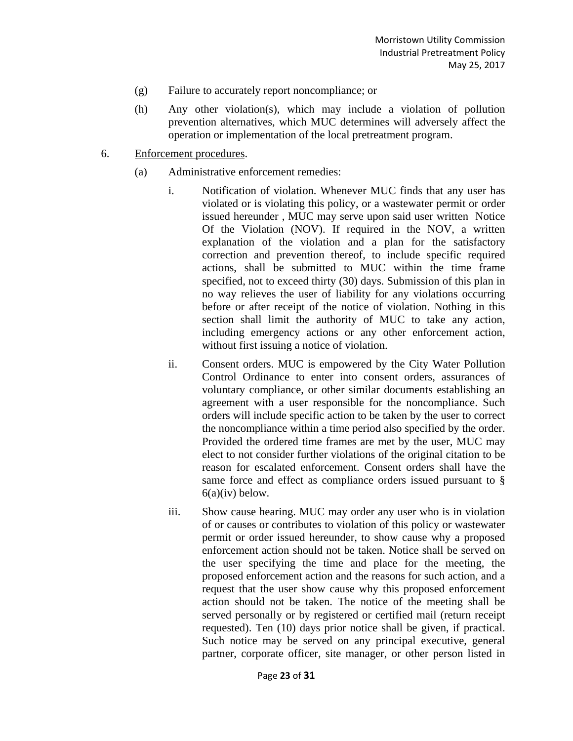(g) Failure to accurately report noncompliance; or

(h) Any other violation(s), which may include a violation of pollution prevention alternatives, which MUC determines will adversely affect the operation or implementation of the local pretreatment program.

6. <u>Enforcement procedures</u>.

   (a) Administrative enforcement remedies:

      i. Notification of violation. Whenever MUC finds that any user has violated or is violating this policy, or a wastewater permit or order issued hereunder , MUC may serve upon said user written Notice Of the Violation (NOV). If required in the NOV, a written explanation of the violation and a plan for the satisfactory correction and prevention thereof, to include specific required actions, shall be submitted to MUC within the time frame specified, not to exceed thirty (30) days. Submission of this plan in no way relieves the user of liability for any violations occurring before or after receipt of the notice of violation. Nothing in this section shall limit the authority of MUC to take any action, including emergency actions or any other enforcement action, without first issuing a notice of violation.

      ii. Consent orders. MUC is empowered by the City Water Pollution Control Ordinance to enter into consent orders, assurances of voluntary compliance, or other similar documents establishing an agreement with a user responsible for the noncompliance. Such orders will include specific action to be taken by the user to correct the noncompliance within a time period also specified by the order. Provided the ordered time frames are met by the user, MUC may elect to not consider further violations of the original citation to be reason for escalated enforcement. Consent orders shall have the same force and effect as compliance orders issued pursuant to § 6(a)(iv) below.

      iii. Show cause hearing. MUC may order any user who is in violation of or causes or contributes to violation of this policy or wastewater permit or order issued hereunder, to show cause why a proposed enforcement action should not be taken. Notice shall be served on the user specifying the time and place for the meeting, the proposed enforcement action and the reasons for such action, and a request that the user show cause why this proposed enforcement action should not be taken. The notice of the meeting shall be served personally or by registered or certified mail (return receipt requested). Ten (10) days prior notice shall be given, if practical. Such notice may be served on any principal executive, general partner, corporate officer, site manager, or other person listed in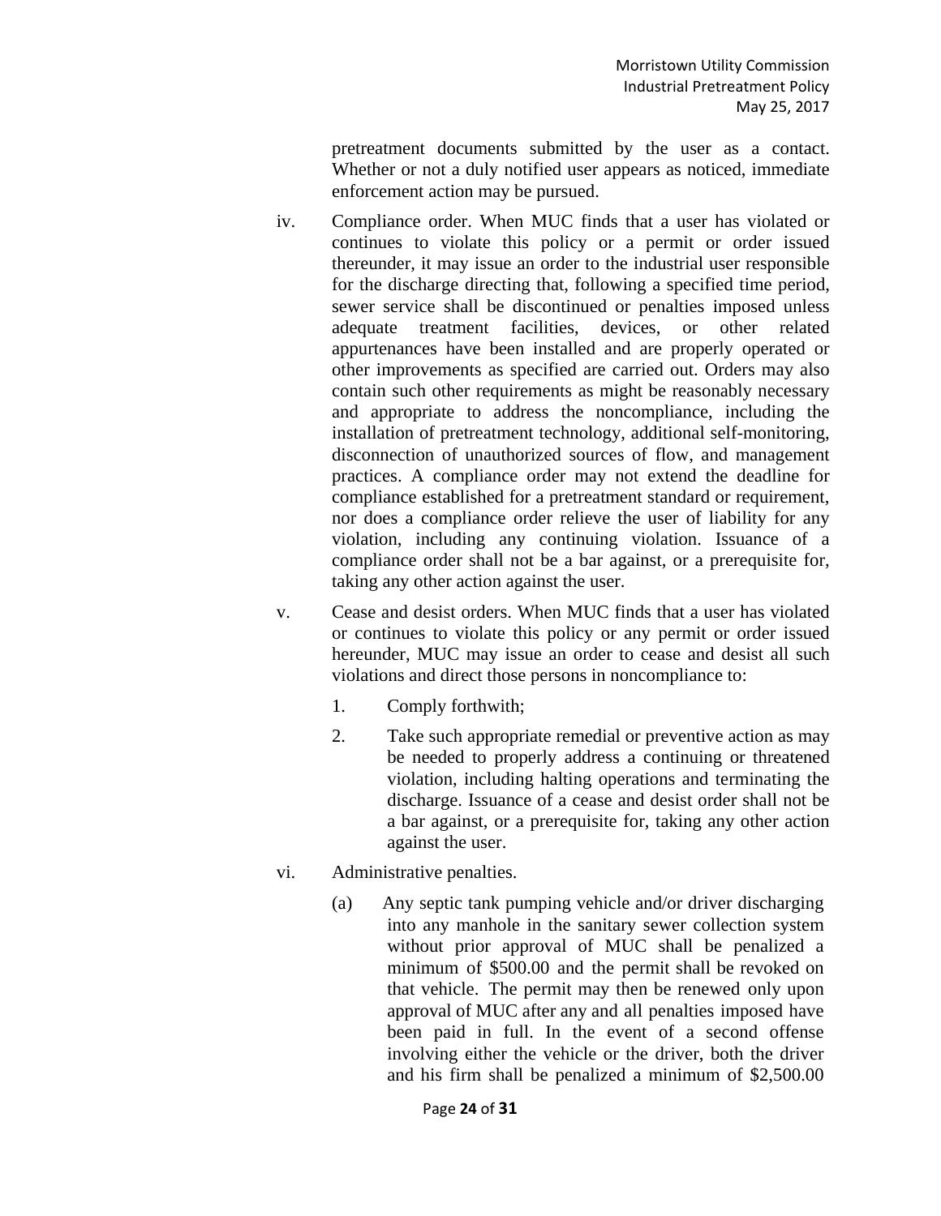pretreatment documents submitted by the user as a contact. Whether or not a duly notified user appears as noticed, immediate enforcement action may be pursued.

iv. Compliance order. When MUC finds that a user has violated or continues to violate this policy or a permit or order issued thereunder, it may issue an order to the industrial user responsible for the discharge directing that, following a specified time period, sewer service shall be discontinued or penalties imposed unless adequate treatment facilities, devices, or other related appurtenances have been installed and are properly operated or other improvements as specified are carried out. Orders may also contain such other requirements as might be reasonably necessary and appropriate to address the noncompliance, including the installation of pretreatment technology, additional self-monitoring, disconnection of unauthorized sources of flow, and management practices. A compliance order may not extend the deadline for compliance established for a pretreatment standard or requirement, nor does a compliance order relieve the user of liability for any violation, including any continuing violation. Issuance of a compliance order shall not be a bar against, or a prerequisite for, taking any other action against the user.

v. Cease and desist orders. When MUC finds that a user has violated or continues to violate this policy or any permit or order issued hereunder, MUC may issue an order to cease and desist all such violations and direct those persons in noncompliance to:

1. Comply forthwith;

2. Take such appropriate remedial or preventive action as may be needed to properly address a continuing or threatened violation, including halting operations and terminating the discharge. Issuance of a cease and desist order shall not be a bar against, or a prerequisite for, taking any other action against the user.

vi. Administrative penalties.

(a) Any septic tank pumping vehicle and/or driver discharging into any manhole in the sanitary sewer collection system without prior approval of MUC shall be penalized a minimum of $500.00 and the permit shall be revoked on that vehicle. The permit may then be renewed only upon approval of MUC after any and all penalties imposed have been paid in full. In the event of a second offense involving either the vehicle or the driver, both the driver and his firm shall be penalized a minimum of $2,500.00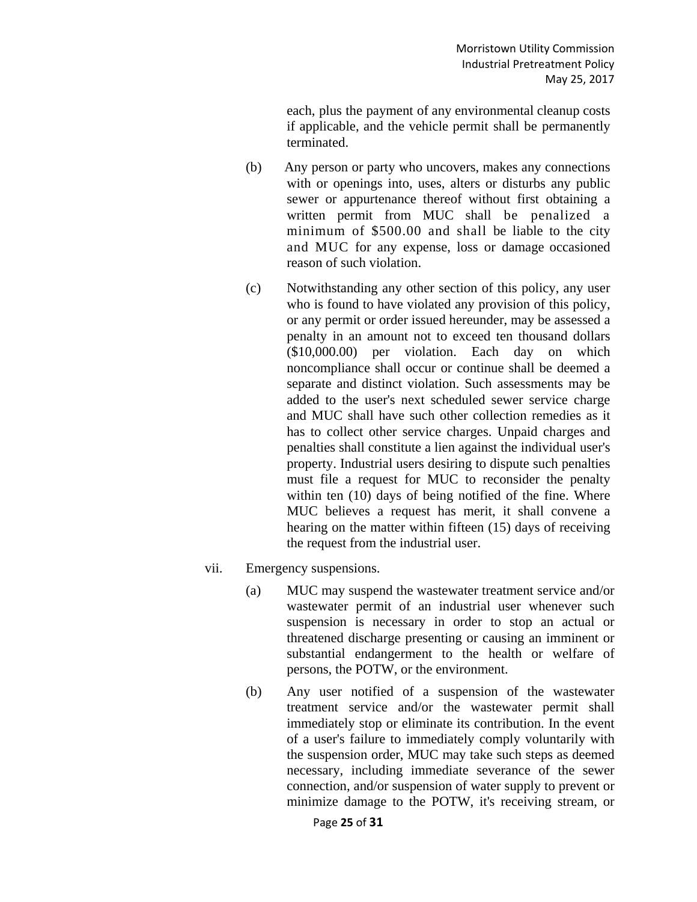each, plus the payment of any environmental cleanup costs if applicable, and the vehicle permit shall be permanently terminated.

(b) Any person or party who uncovers, makes any connections with or openings into, uses, alters or disturbs any public sewer or appurtenance thereof without first obtaining a written permit from MUC shall be penalized a minimum of $500.00 and shall be liable to the city and MUC for any expense, loss or damage occasioned reason of such violation.

(c) Notwithstanding any other section of this policy, any user who is found to have violated any provision of this policy, or any permit or order issued hereunder, may be assessed a penalty in an amount not to exceed ten thousand dollars ($10,000.00) per violation. Each day on which noncompliance shall occur or continue shall be deemed a separate and distinct violation. Such assessments may be added to the user's next scheduled sewer service charge and MUC shall have such other collection remedies as it has to collect other service charges. Unpaid charges and penalties shall constitute a lien against the individual user's property. Industrial users desiring to dispute such penalties must file a request for MUC to reconsider the penalty within ten (10) days of being notified of the fine. Where MUC believes a request has merit, it shall convene a hearing on the matter within fifteen (15) days of receiving the request from the industrial user.

vii. Emergency suspensions.

(a) MUC may suspend the wastewater treatment service and/or wastewater permit of an industrial user whenever such suspension is necessary in order to stop an actual or threatened discharge presenting or causing an imminent or substantial endangerment to the health or welfare of persons, the POTW, or the environment.

(b) Any user notified of a suspension of the wastewater treatment service and/or the wastewater permit shall immediately stop or eliminate its contribution. In the event of a user's failure to immediately comply voluntarily with the suspension order, MUC may take such steps as deemed necessary, including immediate severance of the sewer connection, and/or suspension of water supply to prevent or minimize damage to the POTW, it's receiving stream, or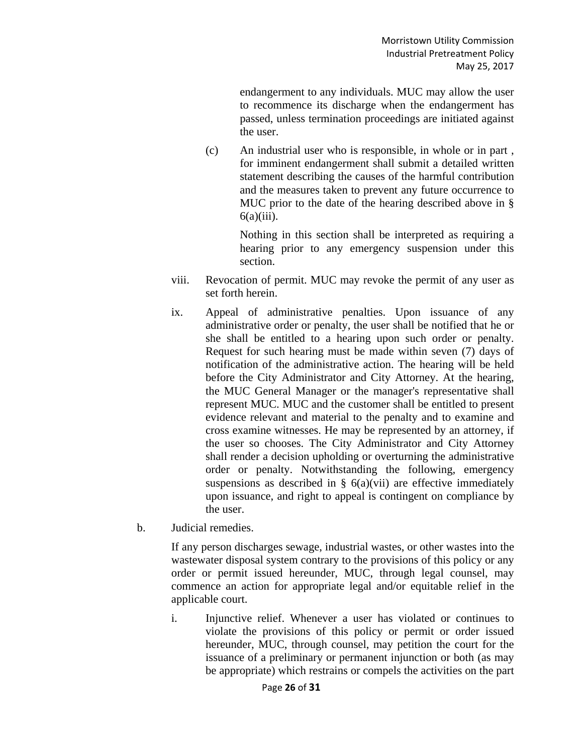endangerment to any individuals. MUC may allow the user to recommence its discharge when the endangerment has passed, unless termination proceedings are initiated against the user.

(c) An industrial user who is responsible, in whole or in part , for imminent endangerment shall submit a detailed written statement describing the causes of the harmful contribution and the measures taken to prevent any future occurrence to MUC prior to the date of the hearing described above in § 6(a)(iii).

Nothing in this section shall be interpreted as requiring a hearing prior to any emergency suspension under this section.

viii. Revocation of permit. MUC may revoke the permit of any user as set forth herein.

ix. Appeal of administrative penalties. Upon issuance of any administrative order or penalty, the user shall be notified that he or she shall be entitled to a hearing upon such order or penalty. Request for such hearing must be made within seven (7) days of notification of the administrative action. The hearing will be held before the City Administrator and City Attorney. At the hearing, the MUC General Manager or the manager's representative shall represent MUC. MUC and the customer shall be entitled to present evidence relevant and material to the penalty and to examine and cross examine witnesses. He may be represented by an attorney, if the user so chooses. The City Administrator and City Attorney shall render a decision upholding or overturning the administrative order or penalty. Notwithstanding the following, emergency suspensions as described in § 6(a)(vii) are effective immediately upon issuance, and right to appeal is contingent on compliance by the user.

b. Judicial remedies.

If any person discharges sewage, industrial wastes, or other wastes into the wastewater disposal system contrary to the provisions of this policy or any order or permit issued hereunder, MUC, through legal counsel, may commence an action for appropriate legal and/or equitable relief in the applicable court.

i. Injunctive relief. Whenever a user has violated or continues to violate the provisions of this policy or permit or order issued hereunder, MUC, through counsel, may petition the court for the issuance of a preliminary or permanent injunction or both (as may be appropriate) which restrains or compels the activities on the part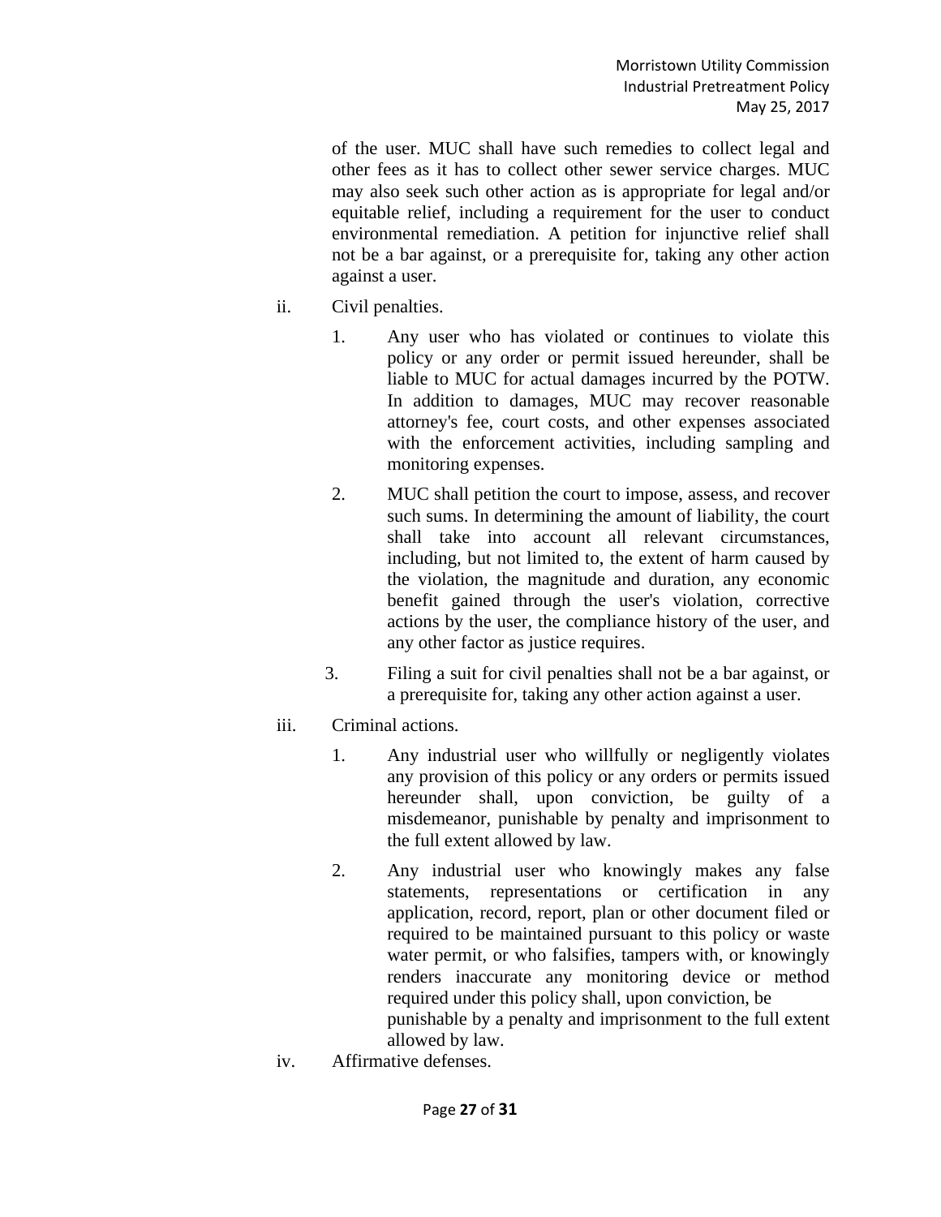of the user. MUC shall have such remedies to collect legal and other fees as it has to collect other sewer service charges. MUC may also seek such other action as is appropriate for legal and/or equitable relief, including a requirement for the user to conduct environmental remediation. A petition for injunctive relief shall not be a bar against, or a prerequisite for, taking any other action against a user.

ii. Civil penalties.

1. Any user who has violated or continues to violate this policy or any order or permit issued hereunder, shall be liable to MUC for actual damages incurred by the POTW. In addition to damages, MUC may recover reasonable attorney's fee, court costs, and other expenses associated with the enforcement activities, including sampling and monitoring expenses.

2. MUC shall petition the court to impose, assess, and recover such sums. In determining the amount of liability, the court shall take into account all relevant circumstances, including, but not limited to, the extent of harm caused by the violation, the magnitude and duration, any economic benefit gained through the user's violation, corrective actions by the user, the compliance history of the user, and any other factor as justice requires.

3. Filing a suit for civil penalties shall not be a bar against, or a prerequisite for, taking any other action against a user.

iii. Criminal actions.

1. Any industrial user who willfully or negligently violates any provision of this policy or any orders or permits issued hereunder shall, upon conviction, be guilty of a misdemeanor, punishable by penalty and imprisonment to the full extent allowed by law.

2. Any industrial user who knowingly makes any false statements, representations or certification in any application, record, report, plan or other document filed or required to be maintained pursuant to this policy or waste water permit, or who falsifies, tampers with, or knowingly renders inaccurate any monitoring device or method required under this policy shall, upon conviction, be punishable by a penalty and imprisonment to the full extent allowed by law.

iv. Affirmative defenses.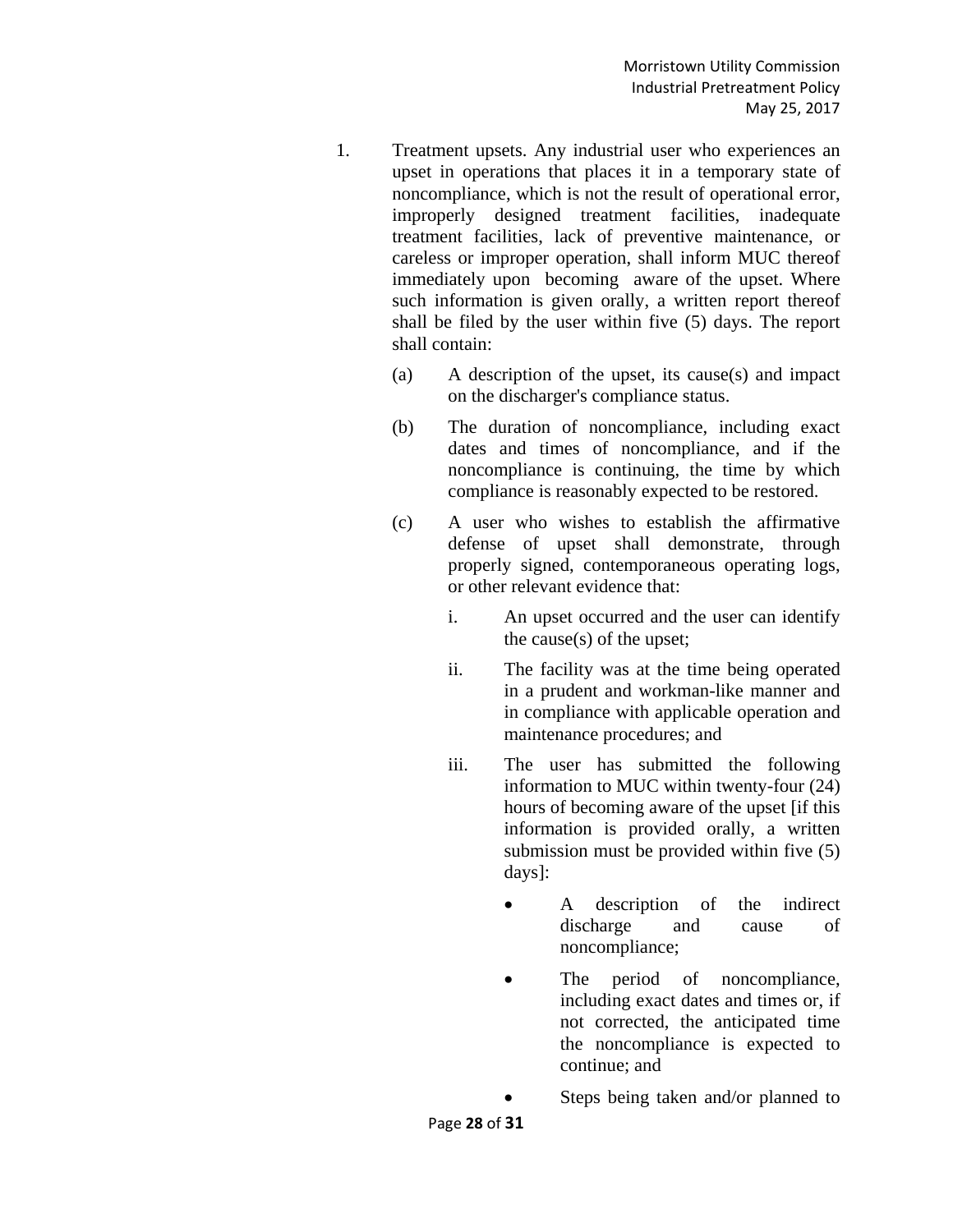1. Treatment upsets. Any industrial user who experiences an upset in operations that places it in a temporary state of noncompliance, which is not the result of operational error, improperly designed treatment facilities, inadequate treatment facilities, lack of preventive maintenance, or careless or improper operation, shall inform MUC thereof immediately upon becoming aware of the upset. Where such information is given orally, a written report thereof shall be filed by the user within five (5) days. The report shall contain:

   (a) A description of the upset, its cause(s) and impact on the discharger's compliance status.

   (b) The duration of noncompliance, including exact dates and times of noncompliance, and if the noncompliance is continuing, the time by which compliance is reasonably expected to be restored.

   (c) A user who wishes to establish the affirmative defense of upset shall demonstrate, through properly signed, contemporaneous operating logs, or other relevant evidence that:

      i. An upset occurred and the user can identify the cause(s) of the upset;

      ii. The facility was at the time being operated in a prudent and workman-like manner and in compliance with applicable operation and maintenance procedures; and

      iii. The user has submitted the following information to MUC within twenty-four (24) hours of becoming aware of the upset [if this information is provided orally, a written submission must be provided within five (5) days]:

         - A description of the indirect discharge and cause of noncompliance;
         - The period of noncompliance, including exact dates and times or, if not corrected, the anticipated time the noncompliance is expected to continue; and
         - Steps being taken and/or planned to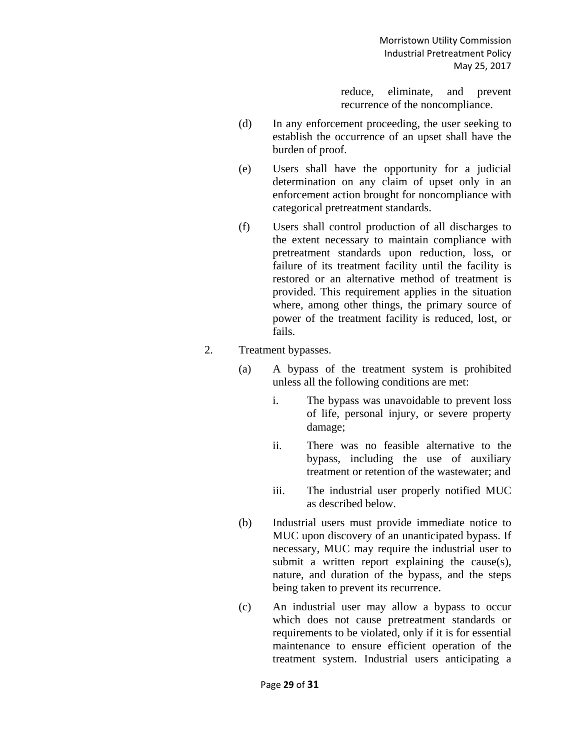reduce, eliminate, and prevent recurrence of the noncompliance.

(d) In any enforcement proceeding, the user seeking to establish the occurrence of an upset shall have the burden of proof.

(e) Users shall have the opportunity for a judicial determination on any claim of upset only in an enforcement action brought for noncompliance with categorical pretreatment standards.

(f) Users shall control production of all discharges to the extent necessary to maintain compliance with pretreatment standards upon reduction, loss, or failure of its treatment facility until the facility is restored or an alternative method of treatment is provided. This requirement applies in the situation where, among other things, the primary source of power of the treatment facility is reduced, lost, or fails.

2. Treatment bypasses.

(a) A bypass of the treatment system is prohibited unless all the following conditions are met:

i. The bypass was unavoidable to prevent loss of life, personal injury, or severe property damage;

ii. There was no feasible alternative to the bypass, including the use of auxiliary treatment or retention of the wastewater; and

iii. The industrial user properly notified MUC as described below.

(b) Industrial users must provide immediate notice to MUC upon discovery of an unanticipated bypass. If necessary, MUC may require the industrial user to submit a written report explaining the cause(s), nature, and duration of the bypass, and the steps being taken to prevent its recurrence.

(c) An industrial user may allow a bypass to occur which does not cause pretreatment standards or requirements to be violated, only if it is for essential maintenance to ensure efficient operation of the treatment system. Industrial users anticipating a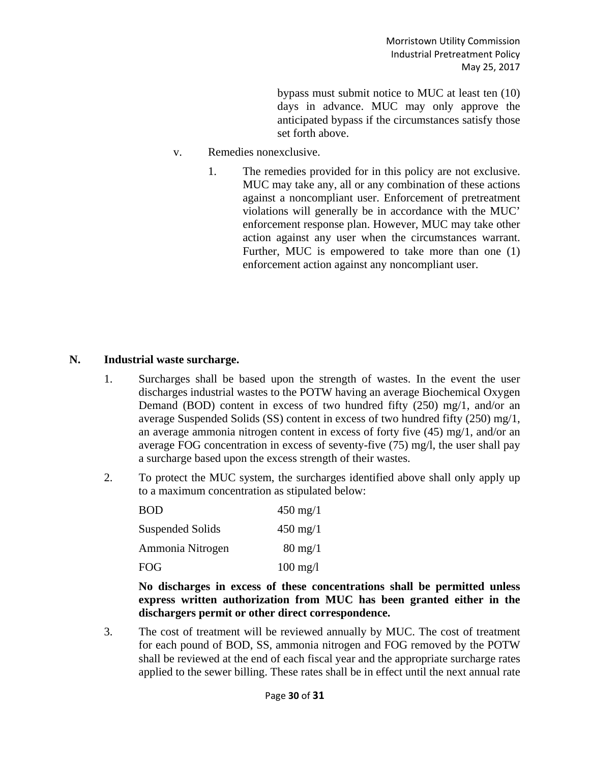bypass must submit notice to MUC at least ten (10) days in advance. MUC may only approve the anticipated bypass if the circumstances satisfy those set forth above.

v. Remedies nonexclusive.

1. The remedies provided for in this policy are not exclusive. MUC may take any, all or any combination of these actions against a noncompliant user. Enforcement of pretreatment violations will generally be in accordance with the MUC' enforcement response plan. However, MUC may take other action against any user when the circumstances warrant. Further, MUC is empowered to take more than one (1) enforcement action against any noncompliant user.

**N. Industrial waste surcharge.**

1. Surcharges shall be based upon the strength of wastes. In the event the user discharges industrial wastes to the POTW having an average Biochemical Oxygen Demand (BOD) content in excess of two hundred fifty (250) mg/1, and/or an average Suspended Solids (SS) content in excess of two hundred fifty (250) mg/1, an average ammonia nitrogen content in excess of forty five (45) mg/1, and/or an average FOG concentration in excess of seventy-five (75) mg/l, the user shall pay a surcharge based upon the excess strength of their wastes.

2. To protect the MUC system, the surcharges identified above shall only apply up to a maximum concentration as stipulated below:

| | |
|---|---|
| BOD | 450 mg/1 |
| Suspended Solids | 450 mg/1 |
| Ammonia Nitrogen | 80 mg/1 |
| FOG | 100 mg/l |

**No discharges in excess of these concentrations shall be permitted unless express written authorization from MUC has been granted either in the dischargers permit or other direct correspondence.**

3. The cost of treatment will be reviewed annually by MUC. The cost of treatment for each pound of BOD, SS, ammonia nitrogen and FOG removed by the POTW shall be reviewed at the end of each fiscal year and the appropriate surcharge rates applied to the sewer billing. These rates shall be in effect until the next annual rate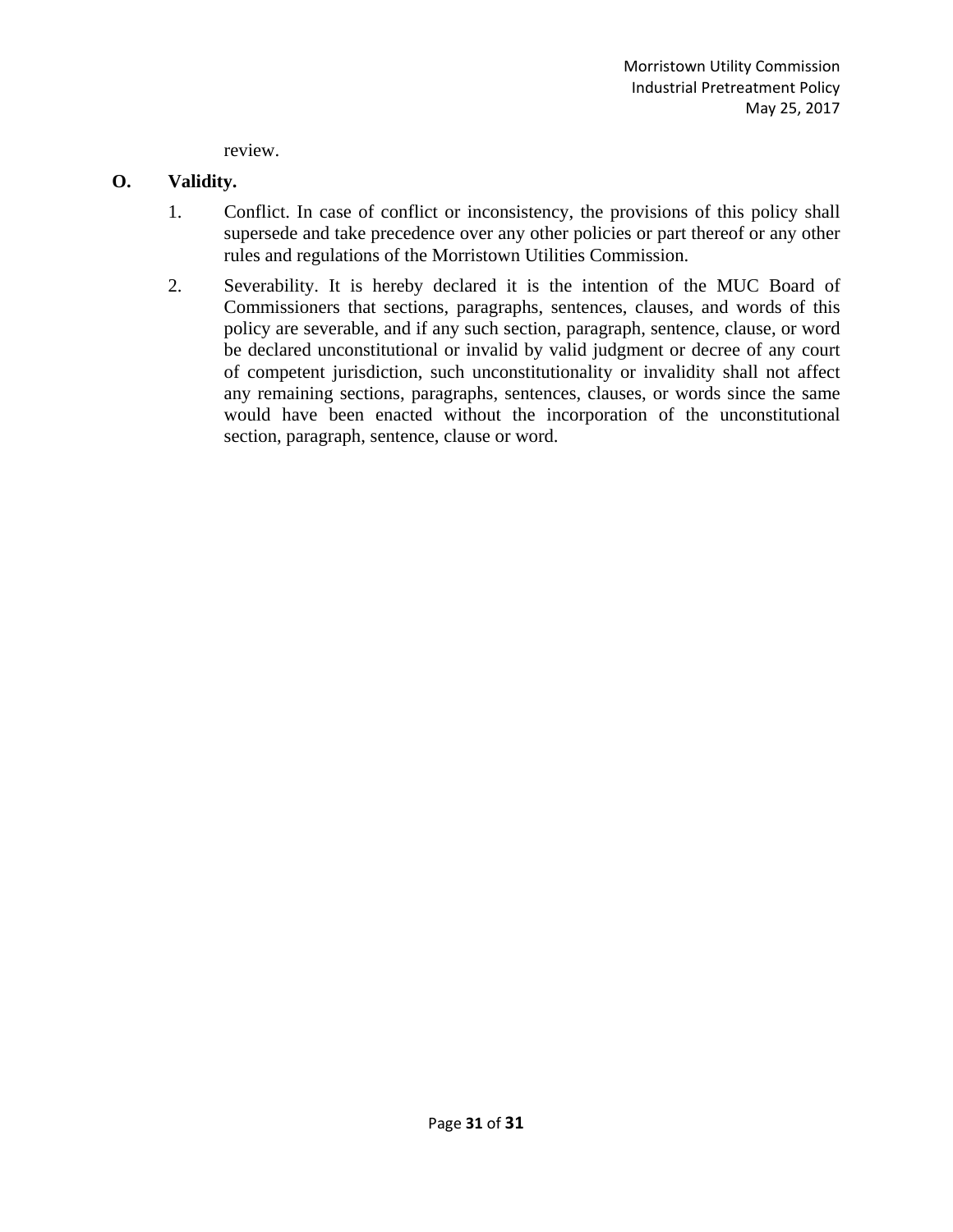review.

**O. Validity.**

1. Conflict. In case of conflict or inconsistency, the provisions of this policy shall supersede and take precedence over any other policies or part thereof or any other rules and regulations of the Morristown Utilities Commission.

2. Severability. It is hereby declared it is the intention of the MUC Board of Commissioners that sections, paragraphs, sentences, clauses, and words of this policy are severable, and if any such section, paragraph, sentence, clause, or word be declared unconstitutional or invalid by valid judgment or decree of any court of competent jurisdiction, such unconstitutionality or invalidity shall not affect any remaining sections, paragraphs, sentences, clauses, or words since the same would have been enacted without the incorporation of the unconstitutional section, paragraph, sentence, clause or word.